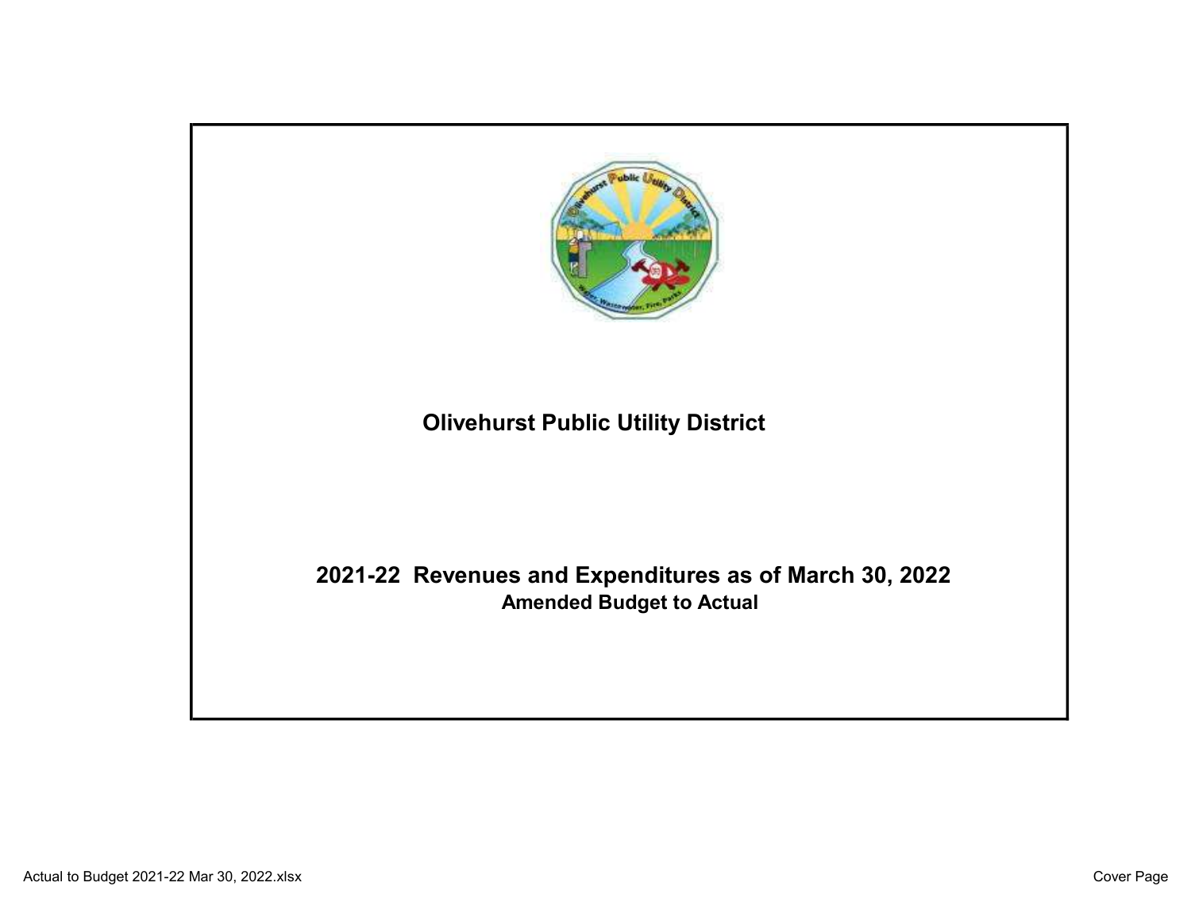# Olivehurst Public Utility District

## 2021-22 Revenues and Expenditures as of March 30, 2022

**Amended Budget to Actual**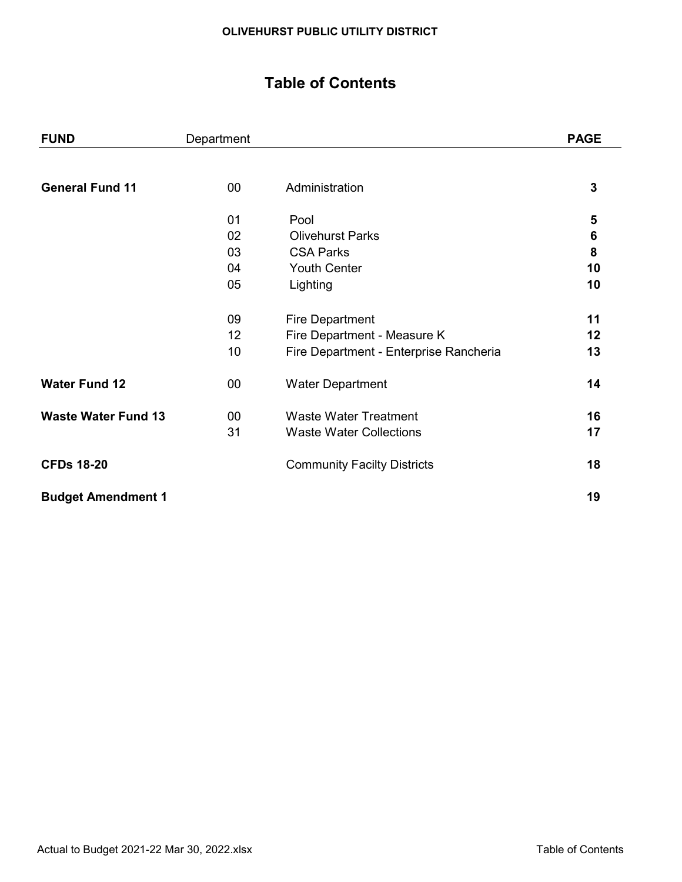**OLIVEHURST PUBLIC UTILITY DISTRICT**

# Table of Contents

| FUND | Department | | PAGE |
|---|---|---|---|
| **General Fund 11** | 00 | Administration | **3** |
| | 01 | Pool | **5** |
| | 02 | Olivehurst Parks | **6** |
| | 03 | CSA Parks | **8** |
| | 04 | Youth Center | **10** |
| | 05 | Lighting | **10** |
| | 09 | Fire Department | **11** |
| | 12 | Fire Department - Measure K | **12** |
| | 10 | Fire Department - Enterprise Rancheria | **13** |
| **Water Fund 12** | 00 | Water Department | **14** |
| **Waste Water Fund 13** | 00 | Waste Water Treatment | **16** |
| | 31 | Waste Water Collections | **17** |
| **CFDs 18-20** | | Community Facilty Districts | **18** |
| **Budget Amendment 1** | | | **19** |

Actual to Budget 2021-22 Mar 30, 2022.xlsx

Table of Contents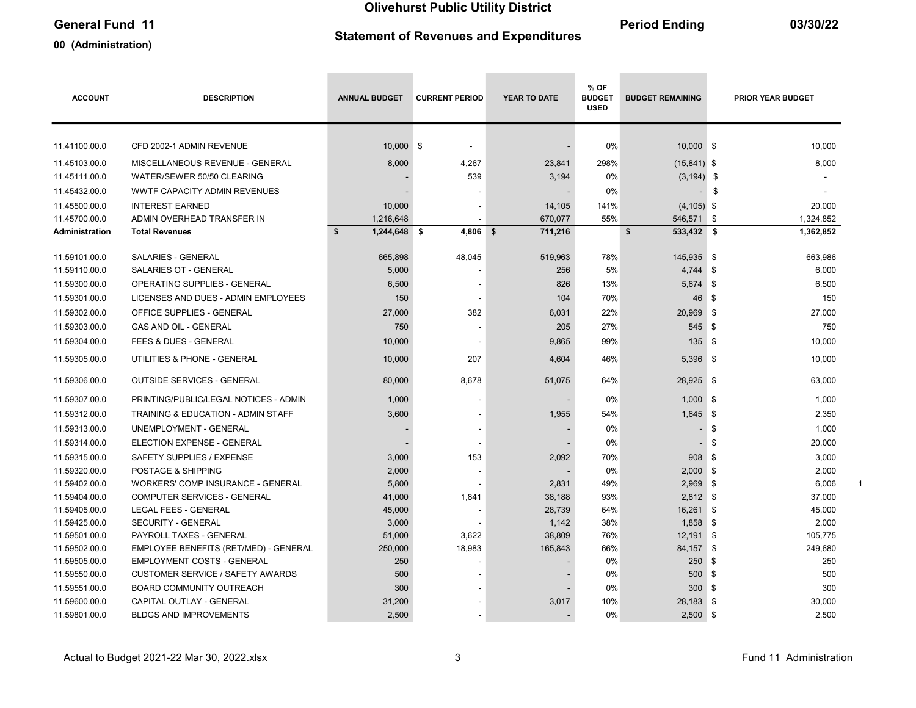# Olivehurst Public Utility District

**General Fund 11**

**Statement of Revenues and Expenditures**

**Period Ending 03/30/22**

**00 (Administration)**

| ACCOUNT | DESCRIPTION | ANNUAL BUDGET | CURRENT PERIOD | YEAR TO DATE | % OF BUDGET USED | BUDGET REMAINING | PRIOR YEAR BUDGET |
|---|---|---|---|---|---|---|---|
| 11.41100.00.0 | CFD 2002-1 ADMIN REVENUE | 10,000 | $ - | - | 0% | 10,000 | $ 10,000 |
| 11.45103.00.0 | MISCELLANEOUS REVENUE - GENERAL | 8,000 | 4,267 | 23,841 | 298% | (15,841) | $ 8,000 |
| 11.45111.00.0 | WATER/SEWER 50/50 CLEARING | - | 539 | 3,194 | 0% | (3,194) | $ - |
| 11.45432.00.0 | WWTF CAPACITY ADMIN REVENUES | - | - | - | 0% | - | $ - |
| 11.45500.00.0 | INTEREST EARNED | 10,000 | - | 14,105 | 141% | (4,105) | $ 20,000 |
| 11.45700.00.0 | ADMIN OVERHEAD TRANSFER IN | 1,216,648 | - | 670,077 | 55% | 546,571 | $ 1,324,852 |
| **Administration** | **Total Revenues** | **$ 1,244,648** | **$ 4,806** | **$ 711,216** | | **$ 533,432** | **$ 1,362,852** |
| 11.59101.00.0 | SALARIES - GENERAL | 665,898 | 48,045 | 519,963 | 78% | 145,935 | $ 663,986 |
| 11.59110.00.0 | SALARIES OT - GENERAL | 5,000 | - | 256 | 5% | 4,744 | $ 6,000 |
| 11.59300.00.0 | OPERATING SUPPLIES - GENERAL | 6,500 | - | 826 | 13% | 5,674 | $ 6,500 |
| 11.59301.00.0 | LICENSES AND DUES - ADMIN EMPLOYEES | 150 | - | 104 | 70% | 46 | $ 150 |
| 11.59302.00.0 | OFFICE SUPPLIES - GENERAL | 27,000 | 382 | 6,031 | 22% | 20,969 | $ 27,000 |
| 11.59303.00.0 | GAS AND OIL - GENERAL | 750 | - | 205 | 27% | 545 | $ 750 |
| 11.59304.00.0 | FEES & DUES - GENERAL | 10,000 | - | 9,865 | 99% | 135 | $ 10,000 |
| 11.59305.00.0 | UTILITIES & PHONE - GENERAL | 10,000 | 207 | 4,604 | 46% | 5,396 | $ 10,000 |
| 11.59306.00.0 | OUTSIDE SERVICES - GENERAL | 80,000 | 8,678 | 51,075 | 64% | 28,925 | $ 63,000 |
| 11.59307.00.0 | PRINTING/PUBLIC/LEGAL NOTICES - ADMIN | 1,000 | - | - | 0% | 1,000 | $ 1,000 |
| 11.59312.00.0 | TRAINING & EDUCATION - ADMIN STAFF | 3,600 | - | 1,955 | 54% | 1,645 | $ 2,350 |
| 11.59313.00.0 | UNEMPLOYMENT - GENERAL | - | - | - | 0% | - | $ 1,000 |
| 11.59314.00.0 | ELECTION EXPENSE - GENERAL | - | - | - | 0% | - | $ 20,000 |
| 11.59315.00.0 | SAFETY SUPPLIES / EXPENSE | 3,000 | 153 | 2,092 | 70% | 908 | $ 3,000 |
| 11.59320.00.0 | POSTAGE & SHIPPING | 2,000 | - | - | 0% | 2,000 | $ 2,000 |
| 11.59402.00.0 | WORKERS' COMP INSURANCE - GENERAL | 5,800 | - | 2,831 | 49% | 2,969 | $ 6,006 |
| 11.59404.00.0 | COMPUTER SERVICES - GENERAL | 41,000 | 1,841 | 38,188 | 93% | 2,812 | $ 37,000 |
| 11.59405.00.0 | LEGAL FEES - GENERAL | 45,000 | - | 28,739 | 64% | 16,261 | $ 45,000 |
| 11.59425.00.0 | SECURITY - GENERAL | 3,000 | - | 1,142 | 38% | 1,858 | $ 2,000 |
| 11.59501.00.0 | PAYROLL TAXES - GENERAL | 51,000 | 3,622 | 38,809 | 76% | 12,191 | $ 105,775 |
| 11.59502.00.0 | EMPLOYEE BENEFITS (RET/MED) - GENERAL | 250,000 | 18,983 | 165,843 | 66% | 84,157 | $ 249,680 |
| 11.59505.00.0 | EMPLOYMENT COSTS - GENERAL | 250 | - | - | 0% | 250 | $ 250 |
| 11.59550.00.0 | CUSTOMER SERVICE / SAFETY AWARDS | 500 | - | - | 0% | 500 | $ 500 |
| 11.59551.00.0 | BOARD COMMUNITY OUTREACH | 300 | - | - | 0% | 300 | $ 300 |
| 11.59600.00.0 | CAPITAL OUTLAY - GENERAL | 31,200 | - | 3,017 | 10% | 28,183 | $ 30,000 |
| 11.59801.00.0 | BLDGS AND IMPROVEMENTS | 2,500 | - | - | 0% | 2,500 | $ 2,500 |

Actual to Budget 2021-22 Mar 30, 2022.xlsx — Fund 11 Administration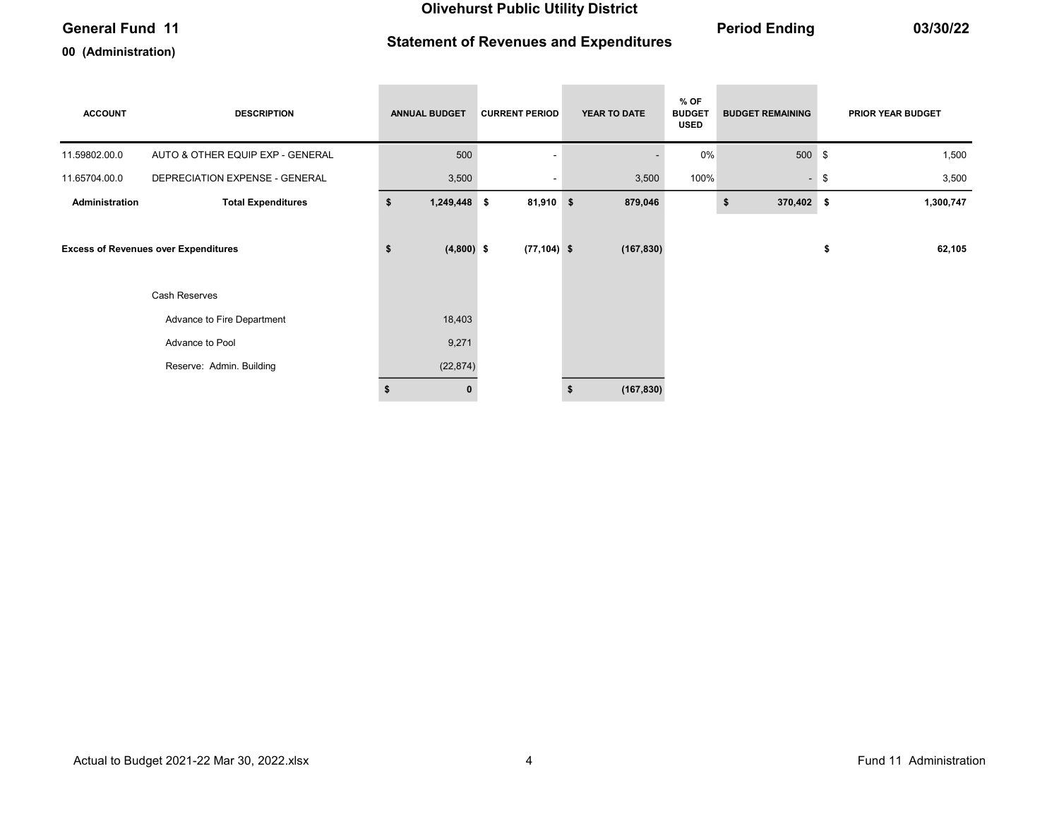# Olivehurst Public Utility District

**General Fund 11**

**00 (Administration)**

## Statement of Revenues and Expenditures

**Period Ending 03/30/22**

| ACCOUNT | DESCRIPTION | ANNUAL BUDGET | CURRENT PERIOD | YEAR TO DATE | % OF BUDGET USED | BUDGET REMAINING | PRIOR YEAR BUDGET |
|---|---|---|---|---|---|---|---|
| 11.59802.00.0 | AUTO & OTHER EQUIP EXP - GENERAL | 500 | - | - | 0% | 500 | $ 1,500 |
| 11.65704.00.0 | DEPRECIATION EXPENSE - GENERAL | 3,500 | - | 3,500 | 100% | - | $ 3,500 |
| **Administration** | **Total Expenditures** | **$ 1,249,448** | **$ 81,910** | **$ 879,046** | | **$ 370,402** | **$ 1,300,747** |
| | | | | | | | |
| **Excess of Revenues over Expenditures** | | **$ (4,800)** | **$ (77,104)** | **$ (167,830)** | | | **$ 62,105** |
| | | | | | | | |
| | Cash Reserves | | | | | | |
| | Advance to Fire Department | 18,403 | | | | | |
| | Advance to Pool | 9,271 | | | | | |
| | Reserve: Admin. Building | (22,874) | | | | | |
| | | **$ 0** | | **$ (167,830)** | | | |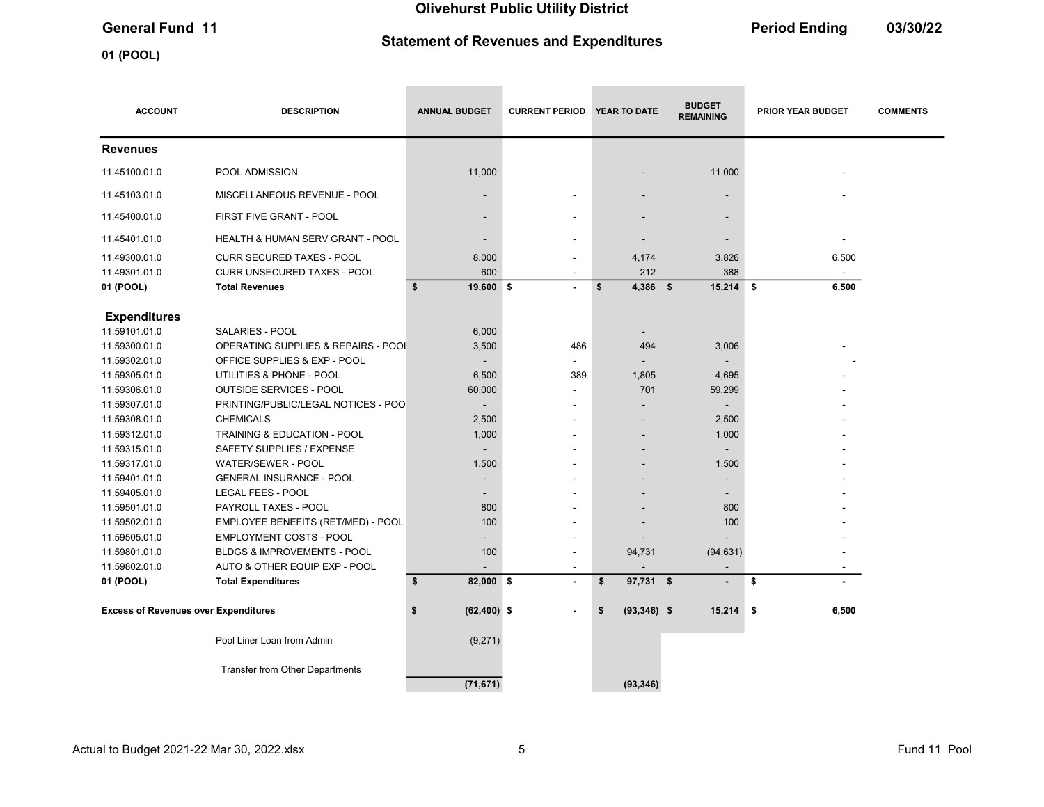**Olivehurst Public Utility District**

**General Fund 11**

**Statement of Revenues and Expenditures**

**Period Ending 03/30/22**

**01 (POOL)**

| ACCOUNT | DESCRIPTION | ANNUAL BUDGET | CURRENT PERIOD | YEAR TO DATE | BUDGET REMAINING | PRIOR YEAR BUDGET | COMMENTS |
|---|---|---|---|---|---|---|---|
| **Revenues** | | | | | | | |
| 11.45100.01.0 | POOL ADMISSION | 11,000 | | - | 11,000 | - | |
| 11.45103.01.0 | MISCELLANEOUS REVENUE - POOL | - | - | - | - | - | |
| 11.45400.01.0 | FIRST FIVE GRANT - POOL | - | - | - | - | | |
| 11.45401.01.0 | HEALTH & HUMAN SERV GRANT - POOL | - | - | - | - | - | |
| 11.49300.01.0 | CURR SECURED TAXES - POOL | 8,000 | - | 4,174 | 3,826 | 6,500 | |
| 11.49301.01.0 | CURR UNSECURED TAXES - POOL | 600 | - | 212 | 388 | - | |
| **01 (POOL)** | **Total Revenues** | **$ 19,600** | **$ -** | **$ 4,386** | **$ 15,214** | **$ 6,500** | |
| **Expenditures** | | | | | | | |
| 11.59101.01.0 | SALARIES - POOL | 6,000 | | - | | | |
| 11.59300.01.0 | OPERATING SUPPLIES & REPAIRS - POOL | 3,500 | 486 | 494 | 3,006 | - | |
| 11.59302.01.0 | OFFICE SUPPLIES & EXP - POOL | - | - | - | - | - | |
| 11.59305.01.0 | UTILITIES & PHONE - POOL | 6,500 | 389 | 1,805 | 4,695 | - | |
| 11.59306.01.0 | OUTSIDE SERVICES - POOL | 60,000 | - | 701 | 59,299 | - | |
| 11.59307.01.0 | PRINTING/PUBLIC/LEGAL NOTICES - POO | - | - | - | - | - | |
| 11.59308.01.0 | CHEMICALS | 2,500 | - | - | 2,500 | - | |
| 11.59312.01.0 | TRAINING & EDUCATION - POOL | 1,000 | - | - | 1,000 | - | |
| 11.59315.01.0 | SAFETY SUPPLIES / EXPENSE | - | - | - | - | - | |
| 11.59317.01.0 | WATER/SEWER - POOL | 1,500 | - | - | 1,500 | - | |
| 11.59401.01.0 | GENERAL INSURANCE - POOL | - | - | - | - | - | |
| 11.59405.01.0 | LEGAL FEES - POOL | - | - | - | - | - | |
| 11.59501.01.0 | PAYROLL TAXES - POOL | 800 | - | - | 800 | - | |
| 11.59502.01.0 | EMPLOYEE BENEFITS (RET/MED) - POOL | 100 | - | - | 100 | - | |
| 11.59505.01.0 | EMPLOYMENT COSTS - POOL | - | - | - | - | - | |
| 11.59801.01.0 | BLDGS & IMPROVEMENTS - POOL | 100 | - | 94,731 | (94,631) | - | |
| 11.59802.01.0 | AUTO & OTHER EQUIP EXP - POOL | - | - | - | - | - | |
| **01 (POOL)** | **Total Expenditures** | **$ 82,000** | **$ -** | **$ 97,731** | **$ -** | **$ -** | |
| **Excess of Revenues over Expenditures** | | **$ (62,400)** | **$ -** | **$ (93,346)** | **$ 15,214** | **$ 6,500** | |
| | Pool Liner Loan from Admin | (9,271) | | | | | |
| | Transfer from Other Departments | | | | | | |
| | | **(71,671)** | | **(93,346)** | | | |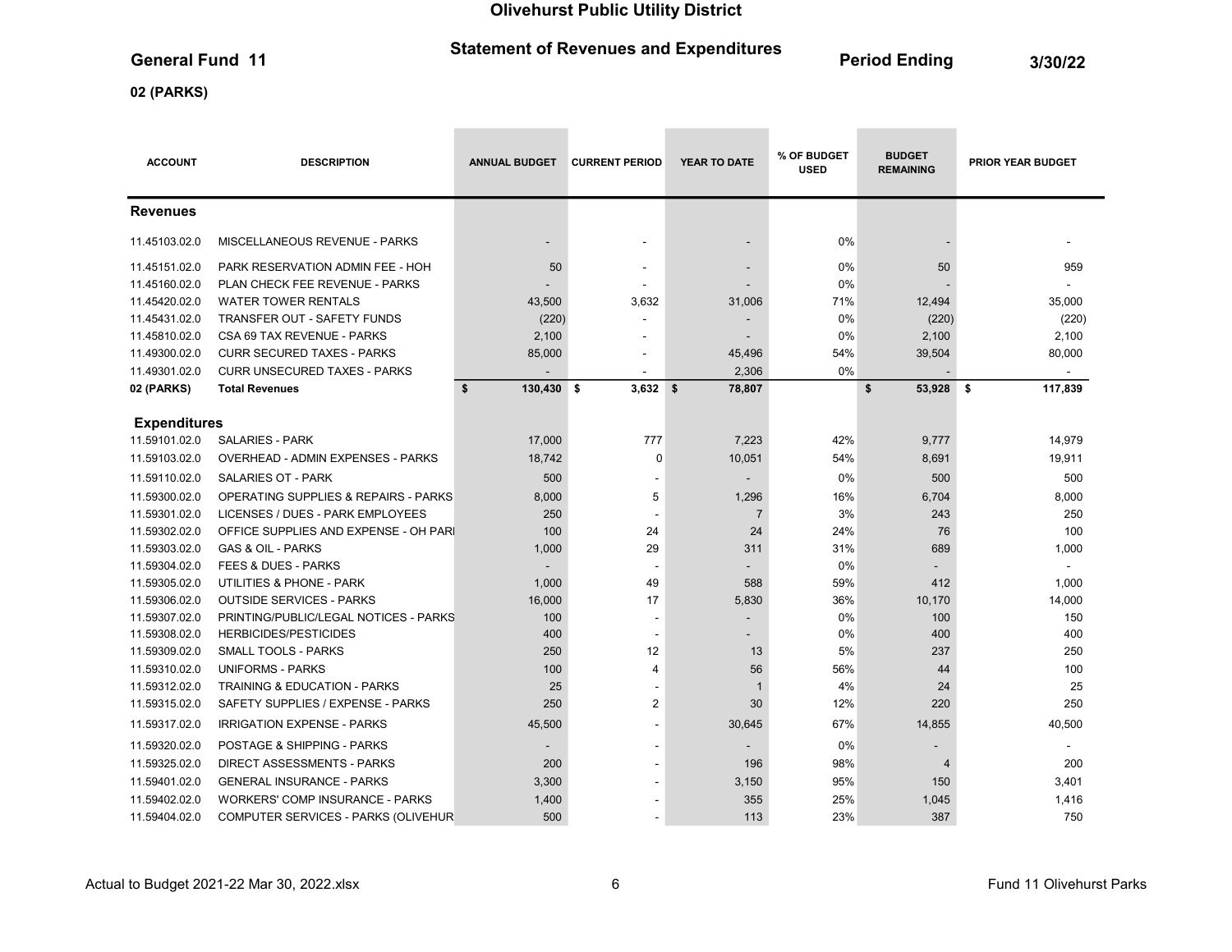# Olivehurst Public Utility District

## General Fund 11 — Statement of Revenues and Expenditures — Period Ending 3/30/22

### 02 (PARKS)

| ACCOUNT | DESCRIPTION | ANNUAL BUDGET | CURRENT PERIOD | YEAR TO DATE | % OF BUDGET USED | BUDGET REMAINING | PRIOR YEAR BUDGET |
|---|---|---|---|---|---|---|---|
| **Revenues** | | | | | | | |
| 11.45103.02.0 | MISCELLANEOUS REVENUE - PARKS | - | - | - | 0% | - | - |
| 11.45151.02.0 | PARK RESERVATION ADMIN FEE - HOH | 50 | - | - | 0% | 50 | 959 |
| 11.45160.02.0 | PLAN CHECK FEE REVENUE - PARKS | - | - | - | 0% | - | - |
| 11.45420.02.0 | WATER TOWER RENTALS | 43,500 | 3,632 | 31,006 | 71% | 12,494 | 35,000 |
| 11.45431.02.0 | TRANSFER OUT - SAFETY FUNDS | (220) | - | - | 0% | (220) | (220) |
| 11.45810.02.0 | CSA 69 TAX REVENUE - PARKS | 2,100 | - | - | 0% | 2,100 | 2,100 |
| 11.49300.02.0 | CURR SECURED TAXES - PARKS | 85,000 | - | 45,496 | 54% | 39,504 | 80,000 |
| 11.49301.02.0 | CURR UNSECURED TAXES - PARKS | - | - | 2,306 | 0% | - | - |
| **02 (PARKS)** | **Total Revenues** | **$ 130,430** | **$ 3,632** | **$ 78,807** | | **$ 53,928** | **$ 117,839** |
| **Expenditures** | | | | | | | |
| 11.59101.02.0 | SALARIES - PARK | 17,000 | 777 | 7,223 | 42% | 9,777 | 14,979 |
| 11.59103.02.0 | OVERHEAD - ADMIN EXPENSES - PARKS | 18,742 | 0 | 10,051 | 54% | 8,691 | 19,911 |
| 11.59110.02.0 | SALARIES OT - PARK | 500 | - | - | 0% | 500 | 500 |
| 11.59300.02.0 | OPERATING SUPPLIES & REPAIRS - PARKS | 8,000 | 5 | 1,296 | 16% | 6,704 | 8,000 |
| 11.59301.02.0 | LICENSES / DUES - PARK EMPLOYEES | 250 | - | 7 | 3% | 243 | 250 |
| 11.59302.02.0 | OFFICE SUPPLIES AND EXPENSE - OH PARI | 100 | 24 | 24 | 24% | 76 | 100 |
| 11.59303.02.0 | GAS & OIL - PARKS | 1,000 | 29 | 311 | 31% | 689 | 1,000 |
| 11.59304.02.0 | FEES & DUES - PARKS | - | - | - | 0% | - | - |
| 11.59305.02.0 | UTILITIES & PHONE - PARK | 1,000 | 49 | 588 | 59% | 412 | 1,000 |
| 11.59306.02.0 | OUTSIDE SERVICES - PARKS | 16,000 | 17 | 5,830 | 36% | 10,170 | 14,000 |
| 11.59307.02.0 | PRINTING/PUBLIC/LEGAL NOTICES - PARKS | 100 | - | - | 0% | 100 | 150 |
| 11.59308.02.0 | HERBICIDES/PESTICIDES | 400 | - | - | 0% | 400 | 400 |
| 11.59309.02.0 | SMALL TOOLS - PARKS | 250 | 12 | 13 | 5% | 237 | 250 |
| 11.59310.02.0 | UNIFORMS - PARKS | 100 | 4 | 56 | 56% | 44 | 100 |
| 11.59312.02.0 | TRAINING & EDUCATION - PARKS | 25 | - | 1 | 4% | 24 | 25 |
| 11.59315.02.0 | SAFETY SUPPLIES / EXPENSE - PARKS | 250 | 2 | 30 | 12% | 220 | 250 |
| 11.59317.02.0 | IRRIGATION EXPENSE - PARKS | 45,500 | - | 30,645 | 67% | 14,855 | 40,500 |
| 11.59320.02.0 | POSTAGE & SHIPPING - PARKS | - | - | - | 0% | - | - |
| 11.59325.02.0 | DIRECT ASSESSMENTS - PARKS | 200 | - | 196 | 98% | 4 | 200 |
| 11.59401.02.0 | GENERAL INSURANCE - PARKS | 3,300 | - | 3,150 | 95% | 150 | 3,401 |
| 11.59402.02.0 | WORKERS' COMP INSURANCE - PARKS | 1,400 | - | 355 | 25% | 1,045 | 1,416 |
| 11.59404.02.0 | COMPUTER SERVICES - PARKS (OLIVEHUR | 500 | - | 113 | 23% | 387 | 750 |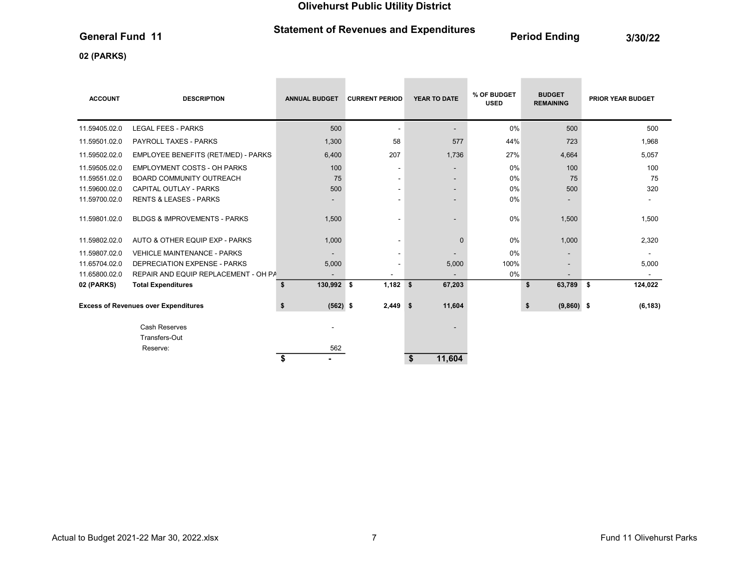# Olivehurst Public Utility District

**General Fund 11** — **Statement of Revenues and Expenditures** — **Period Ending 3/30/22**

**02 (PARKS)**

| ACCOUNT | DESCRIPTION | ANNUAL BUDGET | CURRENT PERIOD | YEAR TO DATE | % OF BUDGET USED | BUDGET REMAINING | PRIOR YEAR BUDGET |
|---|---|---|---|---|---|---|---|
| 11.59405.02.0 | LEGAL FEES - PARKS | 500 | - | - | 0% | 500 | 500 |
| 11.59501.02.0 | PAYROLL TAXES - PARKS | 1,300 | 58 | 577 | 44% | 723 | 1,968 |
| 11.59502.02.0 | EMPLOYEE BENEFITS (RET/MED) - PARKS | 6,400 | 207 | 1,736 | 27% | 4,664 | 5,057 |
| 11.59505.02.0 | EMPLOYMENT COSTS - OH PARKS | 100 | - | - | 0% | 100 | 100 |
| 11.59551.02.0 | BOARD COMMUNITY OUTREACH | 75 | - | - | 0% | 75 | 75 |
| 11.59600.02.0 | CAPITAL OUTLAY - PARKS | 500 | - | - | 0% | 500 | 320 |
| 11.59700.02.0 | RENTS & LEASES - PARKS | - | - | - | 0% | - | - |
| 11.59801.02.0 | BLDGS & IMPROVEMENTS - PARKS | 1,500 | - | - | 0% | 1,500 | 1,500 |
| 11.59802.02.0 | AUTO & OTHER EQUIP EXP - PARKS | 1,000 | - | 0 | 0% | 1,000 | 2,320 |
| 11.59807.02.0 | VEHICLE MAINTENANCE - PARKS | - | - | - | 0% | - | - |
| 11.65704.02.0 | DEPRECIATION EXPENSE - PARKS | 5,000 | - | 5,000 | 100% | - | 5,000 |
| 11.65800.02.0 | REPAIR AND EQUIP REPLACEMENT - OH PA | - | - | - | 0% | - | - |
| **02 (PARKS)** | **Total Expenditures** | **$ 130,992** | **$ 1,182** | **$ 67,203** | | **$ 63,789** | **$ 124,022** |
| **Excess of Revenues over Expenditures** | | **$ (562)** | **$ 2,449** | **$ 11,604** | | **$ (9,860)** | **$ (6,183)** |
| | Cash Reserves | - | | - | | | |
| | Transfers-Out | | | | | | |
| | Reserve: | 562 | | | | | |
| | | **$ -** | | **$ 11,604** | | | |

Actual to Budget 2021-22 Mar 30, 2022.xlsx — Fund 11 Olivehurst Parks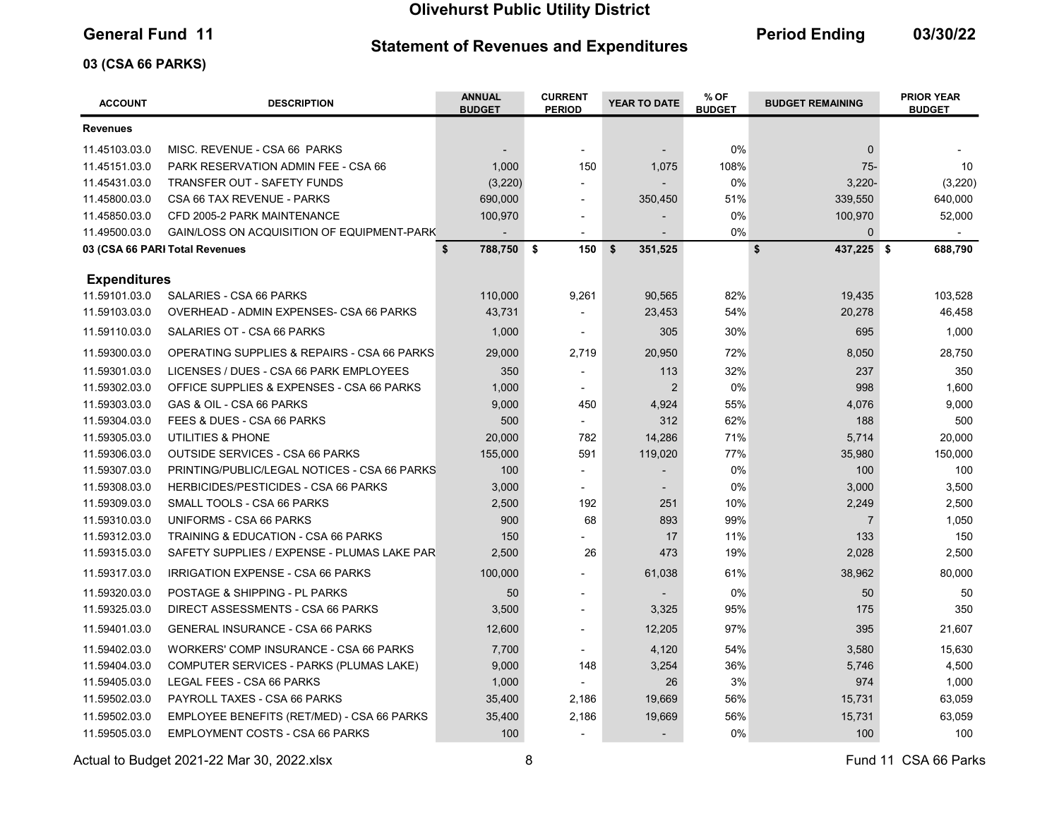# Olivehurst Public Utility District

**General Fund 11** | **Statement of Revenues and Expenditures** | **Period Ending 03/30/22**

**03 (CSA 66 PARKS)**

| ACCOUNT | DESCRIPTION | ANNUAL BUDGET | CURRENT PERIOD | YEAR TO DATE | % OF BUDGET | BUDGET REMAINING | PRIOR YEAR BUDGET |
|---|---|---|---|---|---|---|---|
| **Revenues** | | | | | | | |
| 11.45103.03.0 | MISC. REVENUE - CSA 66 PARKS | - | - | - | 0% | 0 | - |
| 11.45151.03.0 | PARK RESERVATION ADMIN FEE - CSA 66 | 1,000 | 150 | 1,075 | 108% | 75- | 10 |
| 11.45431.03.0 | TRANSFER OUT - SAFETY FUNDS | (3,220) | - | - | 0% | 3,220- | (3,220) |
| 11.45800.03.0 | CSA 66 TAX REVENUE - PARKS | 690,000 | - | 350,450 | 51% | 339,550 | 640,000 |
| 11.45850.03.0 | CFD 2005-2 PARK MAINTENANCE | 100,970 | - | - | 0% | 100,970 | 52,000 |
| 11.49500.03.0 | GAIN/LOSS ON ACQUISITION OF EQUIPMENT-PARK | - | - | - | 0% | 0 | - |
| **03 (CSA 66 PARI Total Revenues** | | **$ 788,750** | **$ 150** | **$ 351,525** | | **$ 437,225** | **$ 688,790** |
| **Expenditures** | | | | | | | |
| 11.59101.03.0 | SALARIES - CSA 66 PARKS | 110,000 | 9,261 | 90,565 | 82% | 19,435 | 103,528 |
| 11.59103.03.0 | OVERHEAD - ADMIN EXPENSES- CSA 66 PARKS | 43,731 | - | 23,453 | 54% | 20,278 | 46,458 |
| 11.59110.03.0 | SALARIES OT - CSA 66 PARKS | 1,000 | - | 305 | 30% | 695 | 1,000 |
| 11.59300.03.0 | OPERATING SUPPLIES & REPAIRS - CSA 66 PARKS | 29,000 | 2,719 | 20,950 | 72% | 8,050 | 28,750 |
| 11.59301.03.0 | LICENSES / DUES - CSA 66 PARK EMPLOYEES | 350 | - | 113 | 32% | 237 | 350 |
| 11.59302.03.0 | OFFICE SUPPLIES & EXPENSES - CSA 66 PARKS | 1,000 | - | 2 | 0% | 998 | 1,600 |
| 11.59303.03.0 | GAS & OIL - CSA 66 PARKS | 9,000 | 450 | 4,924 | 55% | 4,076 | 9,000 |
| 11.59304.03.0 | FEES & DUES - CSA 66 PARKS | 500 | - | 312 | 62% | 188 | 500 |
| 11.59305.03.0 | UTILITIES & PHONE | 20,000 | 782 | 14,286 | 71% | 5,714 | 20,000 |
| 11.59306.03.0 | OUTSIDE SERVICES - CSA 66 PARKS | 155,000 | 591 | 119,020 | 77% | 35,980 | 150,000 |
| 11.59307.03.0 | PRINTING/PUBLIC/LEGAL NOTICES - CSA 66 PARKS | 100 | - | - | 0% | 100 | 100 |
| 11.59308.03.0 | HERBICIDES/PESTICIDES - CSA 66 PARKS | 3,000 | - | - | 0% | 3,000 | 3,500 |
| 11.59309.03.0 | SMALL TOOLS - CSA 66 PARKS | 2,500 | 192 | 251 | 10% | 2,249 | 2,500 |
| 11.59310.03.0 | UNIFORMS - CSA 66 PARKS | 900 | 68 | 893 | 99% | 7 | 1,050 |
| 11.59312.03.0 | TRAINING & EDUCATION - CSA 66 PARKS | 150 | - | 17 | 11% | 133 | 150 |
| 11.59315.03.0 | SAFETY SUPPLIES / EXPENSE - PLUMAS LAKE PAR | 2,500 | 26 | 473 | 19% | 2,028 | 2,500 |
| 11.59317.03.0 | IRRIGATION EXPENSE - CSA 66 PARKS | 100,000 | - | 61,038 | 61% | 38,962 | 80,000 |
| 11.59320.03.0 | POSTAGE & SHIPPING - PL PARKS | 50 | - | - | 0% | 50 | 50 |
| 11.59325.03.0 | DIRECT ASSESSMENTS - CSA 66 PARKS | 3,500 | - | 3,325 | 95% | 175 | 350 |
| 11.59401.03.0 | GENERAL INSURANCE - CSA 66 PARKS | 12,600 | - | 12,205 | 97% | 395 | 21,607 |
| 11.59402.03.0 | WORKERS' COMP INSURANCE - CSA 66 PARKS | 7,700 | - | 4,120 | 54% | 3,580 | 15,630 |
| 11.59404.03.0 | COMPUTER SERVICES - PARKS (PLUMAS LAKE) | 9,000 | 148 | 3,254 | 36% | 5,746 | 4,500 |
| 11.59405.03.0 | LEGAL FEES - CSA 66 PARKS | 1,000 | - | 26 | 3% | 974 | 1,000 |
| 11.59502.03.0 | PAYROLL TAXES - CSA 66 PARKS | 35,400 | 2,186 | 19,669 | 56% | 15,731 | 63,059 |
| 11.59502.03.0 | EMPLOYEE BENEFITS (RET/MED) - CSA 66 PARKS | 35,400 | 2,186 | 19,669 | 56% | 15,731 | 63,059 |
| 11.59505.03.0 | EMPLOYMENT COSTS - CSA 66 PARKS | 100 | - | - | 0% | 100 | 100 |

Actual to Budget 2021-22 Mar 30, 2022.xlsx | Fund 11 CSA 66 Parks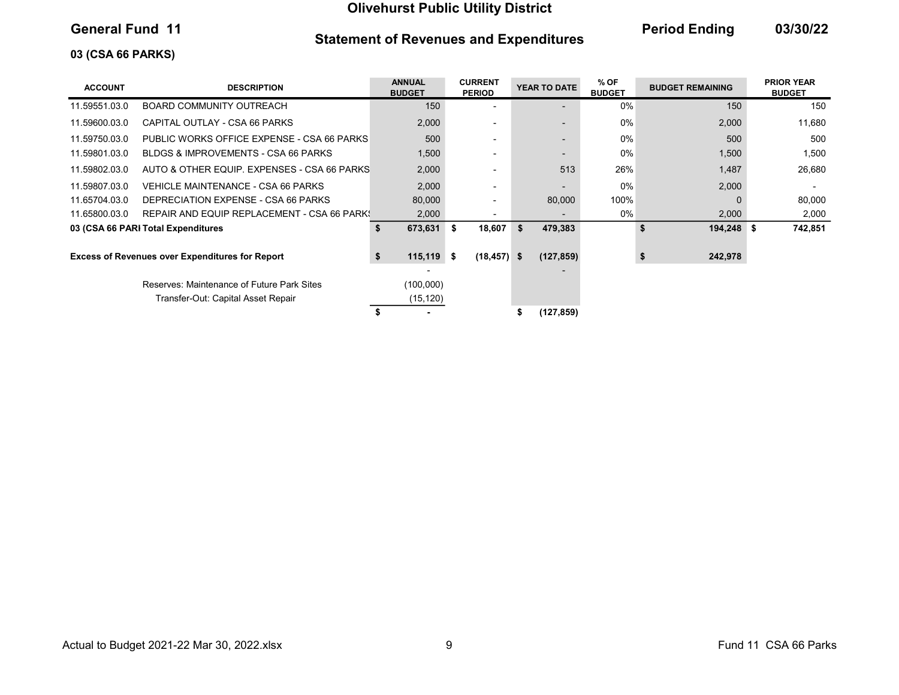# Olivehurst Public Utility District

## General Fund 11

## Statement of Revenues and Expenditures

**Period Ending 03/30/22**

### 03 (CSA 66 PARKS)

| ACCOUNT | DESCRIPTION | ANNUAL BUDGET | CURRENT PERIOD | YEAR TO DATE | % OF BUDGET | BUDGET REMAINING | PRIOR YEAR BUDGET |
|---|---|---|---|---|---|---|---|
| 11.59551.03.0 | BOARD COMMUNITY OUTREACH | 150 | - | - | 0% | 150 | 150 |
| 11.59600.03.0 | CAPITAL OUTLAY - CSA 66 PARKS | 2,000 | - | - | 0% | 2,000 | 11,680 |
| 11.59750.03.0 | PUBLIC WORKS OFFICE EXPENSE - CSA 66 PARKS | 500 | - | - | 0% | 500 | 500 |
| 11.59801.03.0 | BLDGS & IMPROVEMENTS - CSA 66 PARKS | 1,500 | - | - | 0% | 1,500 | 1,500 |
| 11.59802.03.0 | AUTO & OTHER EQUIP. EXPENSES - CSA 66 PARKS | 2,000 | - | 513 | 26% | 1,487 | 26,680 |
| 11.59807.03.0 | VEHICLE MAINTENANCE - CSA 66 PARKS | 2,000 | - | - | 0% | 2,000 | - |
| 11.65704.03.0 | DEPRECIATION EXPENSE - CSA 66 PARKS | 80,000 | - | 80,000 | 100% | 0 | 80,000 |
| 11.65800.03.0 | REPAIR AND EQUIP REPLACEMENT - CSA 66 PARKS | 2,000 | - | - | 0% | 2,000 | 2,000 |
| **03 (CSA 66 PARKS)** | **Total Expenditures** | **$ 673,631** | **$ 18,607** | **$ 479,383** | | **$ 194,248** | **$ 742,851** |
| | | | | | | | |
| **Excess of Revenues over Expenditures for Report** | | **$ 115,119** | **$ (18,457)** | **$ (127,859)** | | **$ 242,978** | |
| | | - | | - | | | |
| | Reserves: Maintenance of Future Park Sites | (100,000) | | | | | |
| | Transfer-Out: Capital Asset Repair | (15,120) | | | | | |
| | | **$ -** | | **$ (127,859)** | | | |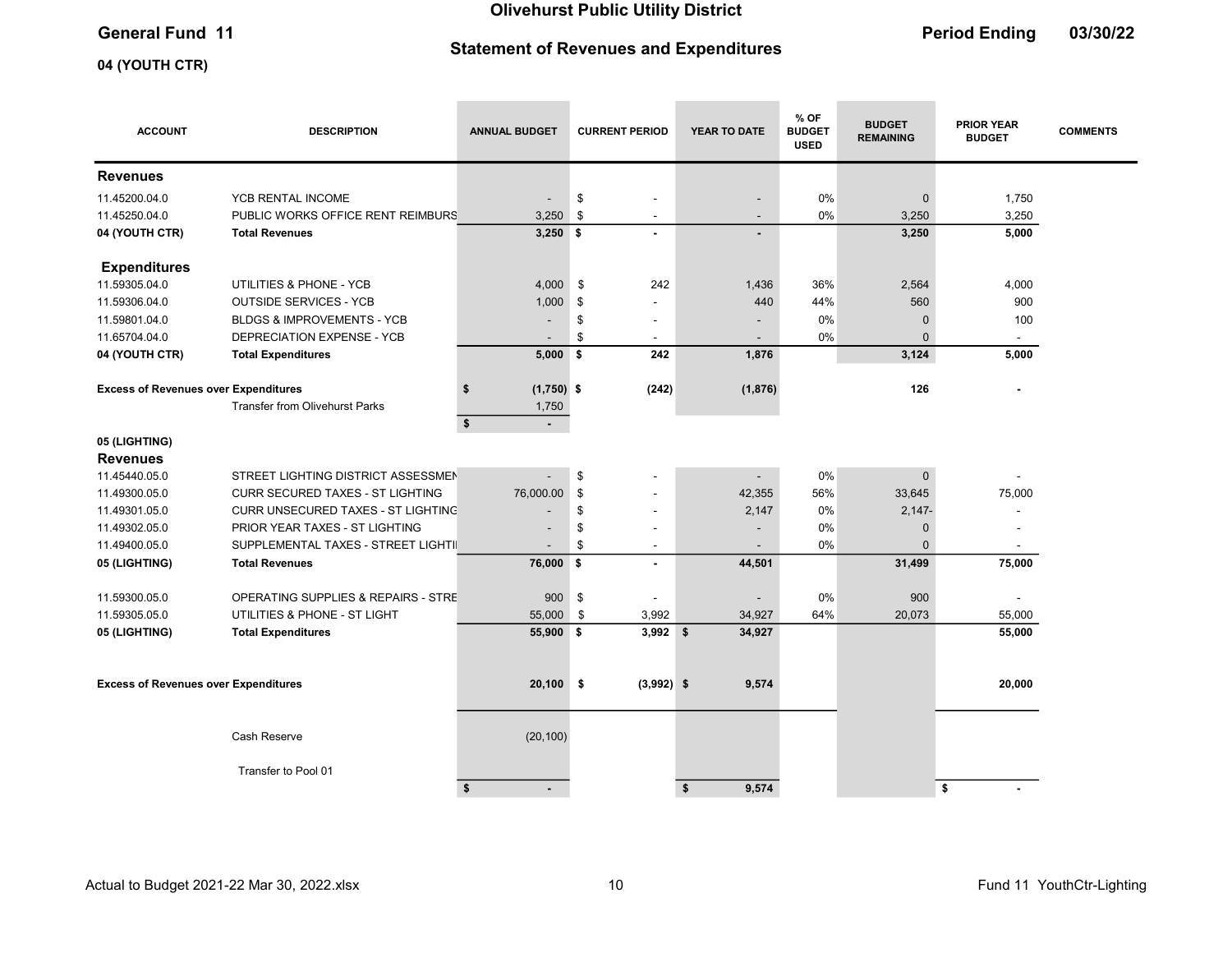**Olivehurst Public Utility District**

**General Fund 11**

**Statement of Revenues and Expenditures**

**Period Ending 03/30/22**

**04 (YOUTH CTR)**

| ACCOUNT | DESCRIPTION | ANNUAL BUDGET | CURRENT PERIOD | YEAR TO DATE | % OF BUDGET USED | BUDGET REMAINING | PRIOR YEAR BUDGET | COMMENTS |
|---|---|---|---|---|---|---|---|---|
| **Revenues** | | | | | | | | |
| 11.45200.04.0 | YCB RENTAL INCOME | - | $ - | - | 0% | 0 | 1,750 | |
| 11.45250.04.0 | PUBLIC WORKS OFFICE RENT REIMBURS | 3,250 | $ - | - | 0% | 3,250 | 3,250 | |
| **04 (YOUTH CTR)** | **Total Revenues** | **3,250** | **$ -** | **-** | | **3,250** | **5,000** | |
| **Expenditures** | | | | | | | | |
| 11.59305.04.0 | UTILITIES & PHONE - YCB | 4,000 | $ 242 | 1,436 | 36% | 2,564 | 4,000 | |
| 11.59306.04.0 | OUTSIDE SERVICES - YCB | 1,000 | $ - | 440 | 44% | 560 | 900 | |
| 11.59801.04.0 | BLDGS & IMPROVEMENTS - YCB | - | $ - | - | 0% | 0 | 100 | |
| 11.65704.04.0 | DEPRECIATION EXPENSE - YCB | - | $ - | - | 0% | 0 | - | |
| **04 (YOUTH CTR)** | **Total Expenditures** | **5,000** | **$ 242** | **1,876** | | **3,124** | **5,000** | |
| **Excess of Revenues over Expenditures** | | **$ (1,750)** | **$ (242)** | **(1,876)** | | **126** | **-** | |
| | Transfer from Olivehurst Parks | 1,750 | | | | | | |
| | | **$ -** | | | | | | |
| **05 (LIGHTING)** | | | | | | | | |
| **Revenues** | | | | | | | | |
| 11.45440.05.0 | STREET LIGHTING DISTRICT ASSESSMEN | - | $ - | - | 0% | 0 | - | |
| 11.49300.05.0 | CURR SECURED TAXES - ST LIGHTING | 76,000.00 | $ - | 42,355 | 56% | 33,645 | 75,000 | |
| 11.49301.05.0 | CURR UNSECURED TAXES - ST LIGHTING | - | $ - | 2,147 | 0% | 2,147- | - | |
| 11.49302.05.0 | PRIOR YEAR TAXES - ST LIGHTING | - | $ - | - | 0% | 0 | - | |
| 11.49400.05.0 | SUPPLEMENTAL TAXES - STREET LIGHTI | - | $ - | - | 0% | 0 | - | |
| **05 (LIGHTING)** | **Total Revenues** | **76,000** | **$ -** | **44,501** | | **31,499** | **75,000** | |
| 11.59300.05.0 | OPERATING SUPPLIES & REPAIRS - STRE | 900 | $ - | - | 0% | 900 | - | |
| 11.59305.05.0 | UTILITIES & PHONE - ST LIGHT | 55,000 | $ 3,992 | 34,927 | 64% | 20,073 | 55,000 | |
| **05 (LIGHTING)** | **Total Expenditures** | **55,900** | **$ 3,992** | **$ 34,927** | | | **55,000** | |
| **Excess of Revenues over Expenditures** | | **20,100** | **$ (3,992)** | **$ 9,574** | | | **20,000** | |
| | Cash Reserve | (20,100) | | | | | | |
| | Transfer to Pool 01 | | | | | | | |
| | | **$ -** | | **$ 9,574** | | | **$ -** | |

Actual to Budget 2021-22 Mar 30, 2022.xlsx — Fund 11 YouthCtr-Lighting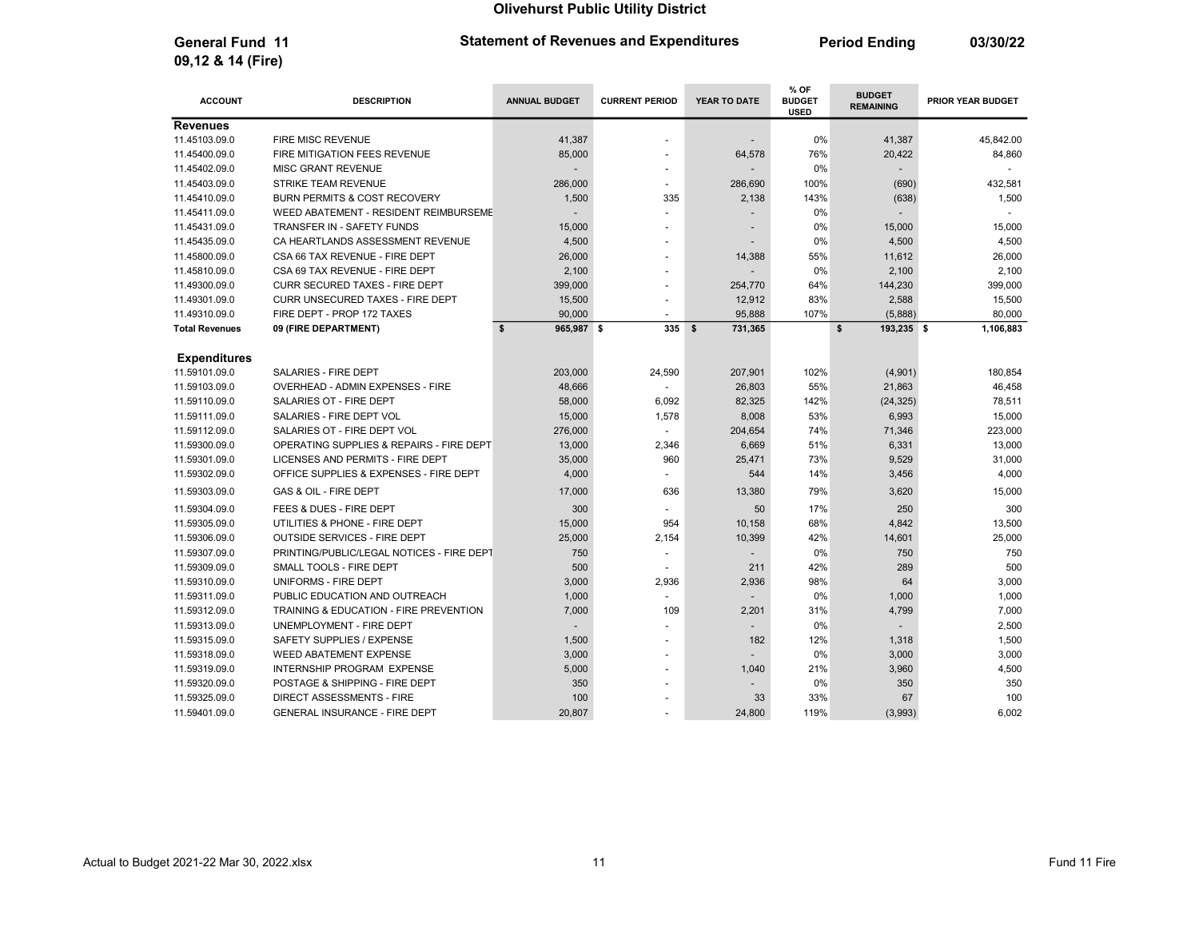# Olivehurst Public Utility District

**General Fund 11**
**09,12 & 14 (Fire)**

**Statement of Revenues and Expenditures**

**Period Ending 03/30/22**

| ACCOUNT | DESCRIPTION | ANNUAL BUDGET | CURRENT PERIOD | YEAR TO DATE | % OF BUDGET USED | BUDGET REMAINING | PRIOR YEAR BUDGET |
|---|---|---|---|---|---|---|---|
| **Revenues** | | | | | | | |
| 11.45103.09.0 | FIRE MISC REVENUE | 41,387 | - | - | 0% | 41,387 | 45,842.00 |
| 11.45400.09.0 | FIRE MITIGATION FEES REVENUE | 85,000 | - | 64,578 | 76% | 20,422 | 84,860 |
| 11.45402.09.0 | MISC GRANT REVENUE | - | - | - | 0% | - | - |
| 11.45403.09.0 | STRIKE TEAM REVENUE | 286,000 | - | 286,690 | 100% | (690) | 432,581 |
| 11.45410.09.0 | BURN PERMITS & COST RECOVERY | 1,500 | 335 | 2,138 | 143% | (638) | 1,500 |
| 11.45411.09.0 | WEED ABATEMENT - RESIDENT REIMBURSEME | - | - | - | 0% | - | - |
| 11.45431.09.0 | TRANSFER IN - SAFETY FUNDS | 15,000 | - | - | 0% | 15,000 | 15,000 |
| 11.45435.09.0 | CA HEARTLANDS ASSESSMENT REVENUE | 4,500 | - | - | 0% | 4,500 | 4,500 |
| 11.45800.09.0 | CSA 66 TAX REVENUE - FIRE DEPT | 26,000 | - | 14,388 | 55% | 11,612 | 26,000 |
| 11.45810.09.0 | CSA 69 TAX REVENUE - FIRE DEPT | 2,100 | - | - | 0% | 2,100 | 2,100 |
| 11.49300.09.0 | CURR SECURED TAXES - FIRE DEPT | 399,000 | - | 254,770 | 64% | 144,230 | 399,000 |
| 11.49301.09.0 | CURR UNSECURED TAXES - FIRE DEPT | 15,500 | - | 12,912 | 83% | 2,588 | 15,500 |
| 11.49310.09.0 | FIRE DEPT - PROP 172 TAXES | 90,000 | - | 95,888 | 107% | (5,888) | 80,000 |
| **Total Revenues** | **09 (FIRE DEPARTMENT)** | **$ 965,987** | **$ 335** | **$ 731,365** | | **$ 193,235** | **$ 1,106,883** |
| **Expenditures** | | | | | | | |
| 11.59101.09.0 | SALARIES - FIRE DEPT | 203,000 | 24,590 | 207,901 | 102% | (4,901) | 180,854 |
| 11.59103.09.0 | OVERHEAD - ADMIN EXPENSES - FIRE | 48,666 | - | 26,803 | 55% | 21,863 | 46,458 |
| 11.59110.09.0 | SALARIES OT - FIRE DEPT | 58,000 | 6,092 | 82,325 | 142% | (24,325) | 78,511 |
| 11.59111.09.0 | SALARIES - FIRE DEPT VOL | 15,000 | 1,578 | 8,008 | 53% | 6,993 | 15,000 |
| 11.59112.09.0 | SALARIES OT - FIRE DEPT VOL | 276,000 | - | 204,654 | 74% | 71,346 | 223,000 |
| 11.59300.09.0 | OPERATING SUPPLIES & REPAIRS - FIRE DEPT | 13,000 | 2,346 | 6,669 | 51% | 6,331 | 13,000 |
| 11.59301.09.0 | LICENSES AND PERMITS - FIRE DEPT | 35,000 | 960 | 25,471 | 73% | 9,529 | 31,000 |
| 11.59302.09.0 | OFFICE SUPPLIES & EXPENSES - FIRE DEPT | 4,000 | - | 544 | 14% | 3,456 | 4,000 |
| 11.59303.09.0 | GAS & OIL - FIRE DEPT | 17,000 | 636 | 13,380 | 79% | 3,620 | 15,000 |
| 11.59304.09.0 | FEES & DUES - FIRE DEPT | 300 | - | 50 | 17% | 250 | 300 |
| 11.59305.09.0 | UTILITIES & PHONE - FIRE DEPT | 15,000 | 954 | 10,158 | 68% | 4,842 | 13,500 |
| 11.59306.09.0 | OUTSIDE SERVICES - FIRE DEPT | 25,000 | 2,154 | 10,399 | 42% | 14,601 | 25,000 |
| 11.59307.09.0 | PRINTING/PUBLIC/LEGAL NOTICES - FIRE DEPT | 750 | - | - | 0% | 750 | 750 |
| 11.59309.09.0 | SMALL TOOLS - FIRE DEPT | 500 | - | 211 | 42% | 289 | 500 |
| 11.59310.09.0 | UNIFORMS - FIRE DEPT | 3,000 | 2,936 | 2,936 | 98% | 64 | 3,000 |
| 11.59311.09.0 | PUBLIC EDUCATION AND OUTREACH | 1,000 | - | - | 0% | 1,000 | 1,000 |
| 11.59312.09.0 | TRAINING & EDUCATION - FIRE PREVENTION | 7,000 | 109 | 2,201 | 31% | 4,799 | 7,000 |
| 11.59313.09.0 | UNEMPLOYMENT - FIRE DEPT | - | - | - | 0% | - | 2,500 |
| 11.59315.09.0 | SAFETY SUPPLIES / EXPENSE | 1,500 | - | 182 | 12% | 1,318 | 1,500 |
| 11.59318.09.0 | WEED ABATEMENT EXPENSE | 3,000 | - | - | 0% | 3,000 | 3,000 |
| 11.59319.09.0 | INTERNSHIP PROGRAM EXPENSE | 5,000 | - | 1,040 | 21% | 3,960 | 4,500 |
| 11.59320.09.0 | POSTAGE & SHIPPING - FIRE DEPT | 350 | - | - | 0% | 350 | 350 |
| 11.59325.09.0 | DIRECT ASSESSMENTS - FIRE | 100 | - | 33 | 33% | 67 | 100 |
| 11.59401.09.0 | GENERAL INSURANCE - FIRE DEPT | 20,807 | - | 24,800 | 119% | (3,993) | 6,002 |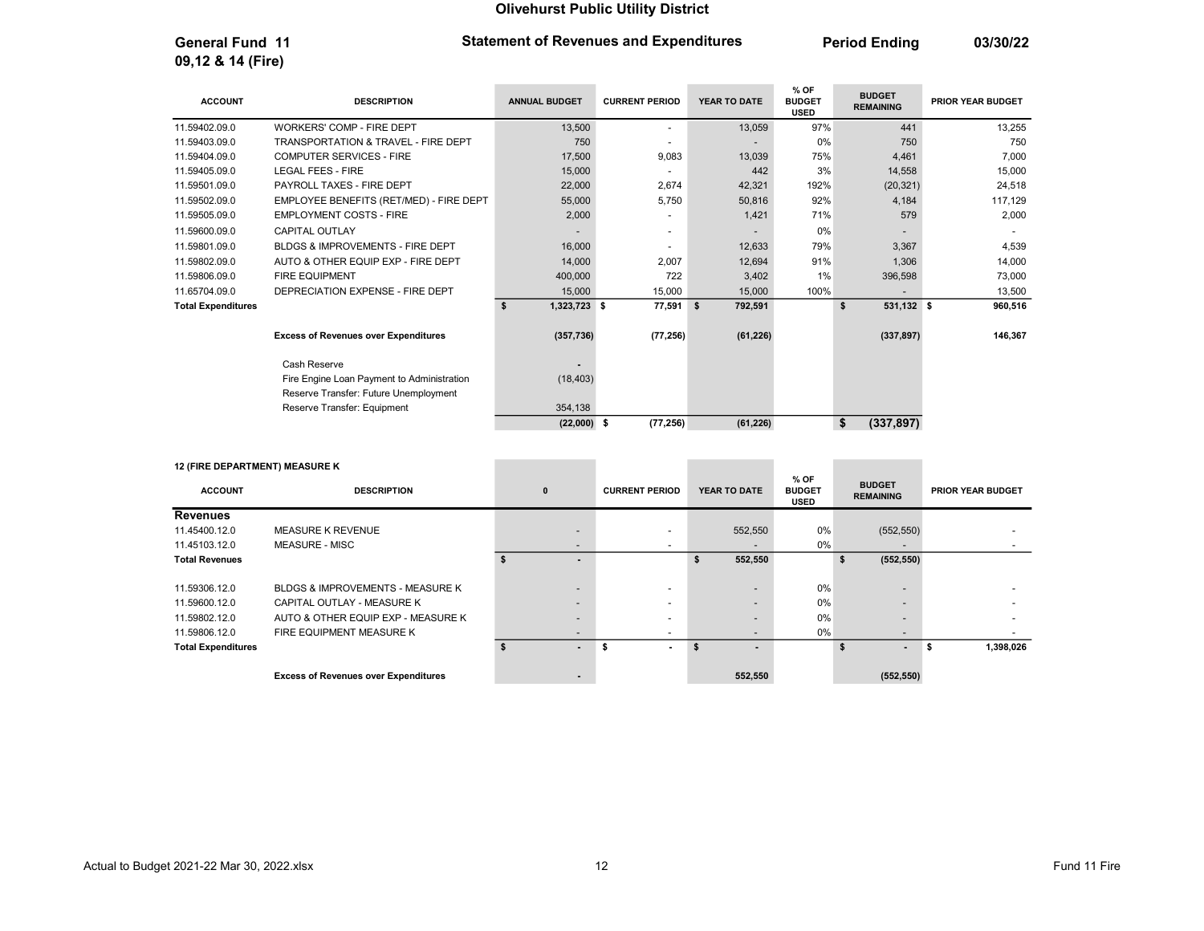# Olivehurst Public Utility District

**General Fund 11**
**09,12 & 14 (Fire)**

**Statement of Revenues and Expenditures** — **Period Ending 03/30/22**

| ACCOUNT | DESCRIPTION | ANNUAL BUDGET | CURRENT PERIOD | YEAR TO DATE | % OF BUDGET USED | BUDGET REMAINING | PRIOR YEAR BUDGET |
|---|---|---|---|---|---|---|---|
| 11.59402.09.0 | WORKERS' COMP - FIRE DEPT | 13,500 | - | 13,059 | 97% | 441 | 13,255 |
| 11.59403.09.0 | TRANSPORTATION & TRAVEL - FIRE DEPT | 750 | - | - | 0% | 750 | 750 |
| 11.59404.09.0 | COMPUTER SERVICES - FIRE | 17,500 | 9,083 | 13,039 | 75% | 4,461 | 7,000 |
| 11.59405.09.0 | LEGAL FEES - FIRE | 15,000 | - | 442 | 3% | 14,558 | 15,000 |
| 11.59501.09.0 | PAYROLL TAXES - FIRE DEPT | 22,000 | 2,674 | 42,321 | 192% | (20,321) | 24,518 |
| 11.59502.09.0 | EMPLOYEE BENEFITS (RET/MED) - FIRE DEPT | 55,000 | 5,750 | 50,816 | 92% | 4,184 | 117,129 |
| 11.59505.09.0 | EMPLOYMENT COSTS - FIRE | 2,000 | - | 1,421 | 71% | 579 | 2,000 |
| 11.59600.09.0 | CAPITAL OUTLAY | - | - | - | 0% | - | - |
| 11.59801.09.0 | BLDGS & IMPROVEMENTS - FIRE DEPT | 16,000 | - | 12,633 | 79% | 3,367 | 4,539 |
| 11.59802.09.0 | AUTO & OTHER EQUIP EXP - FIRE DEPT | 14,000 | 2,007 | 12,694 | 91% | 1,306 | 14,000 |
| 11.59806.09.0 | FIRE EQUIPMENT | 400,000 | 722 | 3,402 | 1% | 396,598 | 73,000 |
| 11.65704.09.0 | DEPRECIATION EXPENSE - FIRE DEPT | 15,000 | 15,000 | 15,000 | 100% | - | 13,500 |
| **Total Expenditures** | | **$ 1,323,723** | **$ 77,591** | **$ 792,591** | | **$ 531,132** | **$ 960,516** |
| | **Excess of Revenues over Expenditures** | **(357,736)** | **(77,256)** | **(61,226)** | | **(337,897)** | **146,367** |
| | Cash Reserve | - | | | | | |
| | Fire Engine Loan Payment to Administration | (18,403) | | | | | |
| | Reserve Transfer: Future Unemployment | | | | | | |
| | Reserve Transfer: Equipment | 354,138 | | | | | |
| | | **(22,000)** | **$ (77,256)** | **(61,226)** | | **$ (337,897)** | |

**12 (FIRE DEPARTMENT) MEASURE K**

| ACCOUNT | DESCRIPTION | 0 | CURRENT PERIOD | YEAR TO DATE | % OF BUDGET USED | BUDGET REMAINING | PRIOR YEAR BUDGET |
|---|---|---|---|---|---|---|---|
| **Revenues** | | | | | | | |
| 11.45400.12.0 | MEASURE K REVENUE | - | - | 552,550 | 0% | (552,550) | - |
| 11.45103.12.0 | MEASURE - MISC | - | - | - | 0% | - | - |
| **Total Revenues** | | **$ -** | | **$ 552,550** | | **$ (552,550)** | |
| 11.59306.12.0 | BLDGS & IMPROVEMENTS - MEASURE K | - | - | - | 0% | - | - |
| 11.59600.12.0 | CAPITAL OUTLAY - MEASURE K | - | - | - | 0% | - | - |
| 11.59802.12.0 | AUTO & OTHER EQUIP EXP - MEASURE K | - | - | - | 0% | - | - |
| 11.59806.12.0 | FIRE EQUIPMENT MEASURE K | - | - | - | 0% | - | - |
| **Total Expenditures** | | **$ -** | **$ -** | **$ -** | | **$ -** | **$ 1,398,026** |
| | **Excess of Revenues over Expenditures** | **-** | | **552,550** | | **(552,550)** | |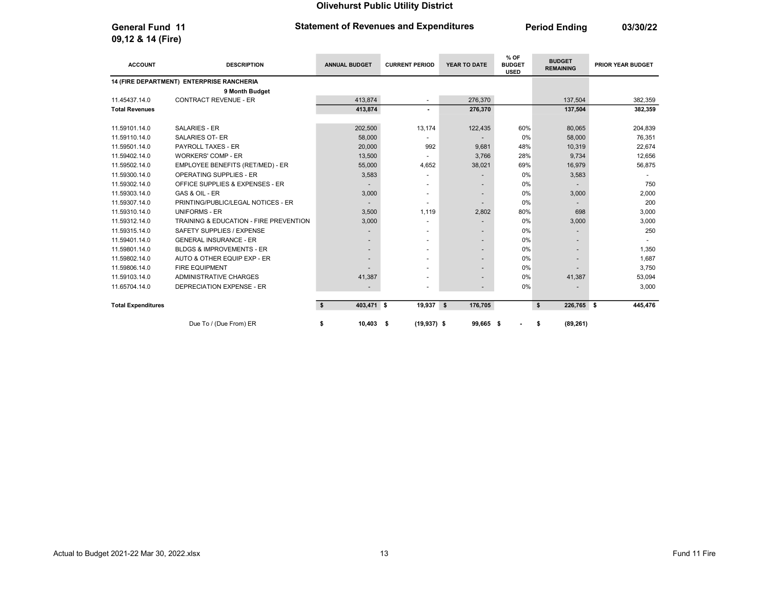# Olivehurst Public Utility District

**General Fund 11**
**09,12 & 14 (Fire)**

**Statement of Revenues and Expenditures**

**Period Ending 03/30/22**

| ACCOUNT | DESCRIPTION | ANNUAL BUDGET | CURRENT PERIOD | YEAR TO DATE | % OF BUDGET USED | BUDGET REMAINING | PRIOR YEAR BUDGET |
|---|---|---|---|---|---|---|---|
| **14 (FIRE DEPARTMENT) ENTERPRISE RANCHERIA** | | | | | | | |
| | **9 Month Budget** | | | | | | |
| 11.45437.14.0 | CONTRACT REVENUE - ER | 413,874 | - | 276,370 | | 137,504 | 382,359 |
| **Total Revenues** | | **413,874** | **-** | **276,370** | | **137,504** | **382,359** |
| 11.59101.14.0 | SALARIES - ER | 202,500 | 13,174 | 122,435 | 60% | 80,065 | 204,839 |
| 11.59110.14.0 | SALARIES OT- ER | 58,000 | - | - | 0% | 58,000 | 76,351 |
| 11.59501.14.0 | PAYROLL TAXES - ER | 20,000 | 992 | 9,681 | 48% | 10,319 | 22,674 |
| 11.59402.14.0 | WORKERS' COMP - ER | 13,500 | - | 3,766 | 28% | 9,734 | 12,656 |
| 11.59502.14.0 | EMPLOYEE BENEFITS (RET/MED) - ER | 55,000 | 4,652 | 38,021 | 69% | 16,979 | 56,875 |
| 11.59300.14.0 | OPERATING SUPPLIES - ER | 3,583 | - | - | 0% | 3,583 | - |
| 11.59302.14.0 | OFFICE SUPPLIES & EXPENSES - ER | - | - | - | 0% | - | 750 |
| 11.59303.14.0 | GAS & OIL - ER | 3,000 | - | - | 0% | 3,000 | 2,000 |
| 11.59307.14.0 | PRINTING/PUBLIC/LEGAL NOTICES - ER | - | - | - | 0% | - | 200 |
| 11.59310.14.0 | UNIFORMS - ER | 3,500 | 1,119 | 2,802 | 80% | 698 | 3,000 |
| 11.59312.14.0 | TRAINING & EDUCATION - FIRE PREVENTION | 3,000 | - | - | 0% | 3,000 | 3,000 |
| 11.59315.14.0 | SAFETY SUPPLIES / EXPENSE | - | - | - | 0% | - | 250 |
| 11.59401.14.0 | GENERAL INSURANCE - ER | - | - | - | 0% | - | - |
| 11.59801.14.0 | BLDGS & IMPROVEMENTS - ER | - | - | - | 0% | - | 1,350 |
| 11.59802.14.0 | AUTO & OTHER EQUIP EXP - ER | - | - | - | 0% | - | 1,687 |
| 11.59806.14.0 | FIRE EQUIPMENT | - | - | - | 0% | - | 3,750 |
| 11.59103.14.0 | ADMINISTRATIVE CHARGES | 41,387 | - | - | 0% | 41,387 | 53,094 |
| 11.65704.14.0 | DEPRECIATION EXPENSE - ER | - | - | - | 0% | - | 3,000 |
| **Total Expenditures** | | **$ 403,471** | **$ 19,937** | **$ 176,705** | | **$ 226,765** | **$ 445,476** |
| | Due To / (Due From) ER | **$ 10,403** | **$ (19,937)** | **$ 99,665** | **$ -** | **$ (89,261)** | |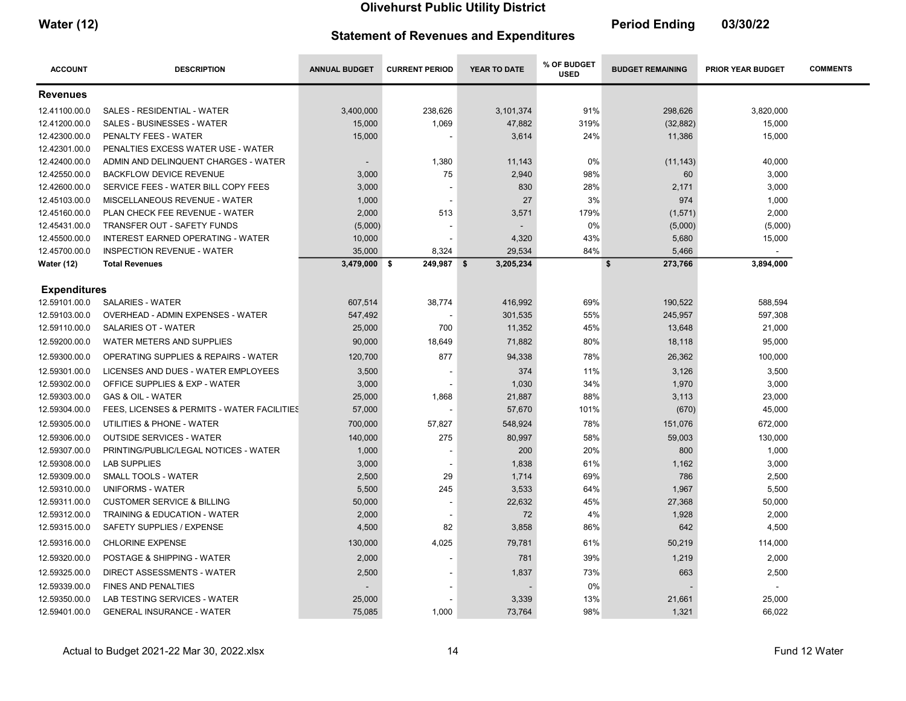# Olivehurst Public Utility District

**Water (12)**

## Statement of Revenues and Expenditures

**Period Ending 03/30/22**

| ACCOUNT | DESCRIPTION | ANNUAL BUDGET | CURRENT PERIOD | YEAR TO DATE | % OF BUDGET USED | BUDGET REMAINING | PRIOR YEAR BUDGET | COMMENTS |
|---|---|---|---|---|---|---|---|---|
| **Revenues** | | | | | | | | |
| 12.41100.00.0 | SALES - RESIDENTIAL - WATER | 3,400,000 | 238,626 | 3,101,374 | 91% | 298,626 | 3,820,000 | |
| 12.41200.00.0 | SALES - BUSINESSES - WATER | 15,000 | 1,069 | 47,882 | 319% | (32,882) | 15,000 | |
| 12.42300.00.0 | PENALTY FEES - WATER | 15,000 | - | 3,614 | 24% | 11,386 | 15,000 | |
| 12.42301.00.0 | PENALTIES EXCESS WATER USE - WATER | | | | | | | |
| 12.42400.00.0 | ADMIN AND DELINQUENT CHARGES - WATER | - | 1,380 | 11,143 | 0% | (11,143) | 40,000 | |
| 12.42550.00.0 | BACKFLOW DEVICE REVENUE | 3,000 | 75 | 2,940 | 98% | 60 | 3,000 | |
| 12.42600.00.0 | SERVICE FEES - WATER BILL COPY FEES | 3,000 | - | 830 | 28% | 2,171 | 3,000 | |
| 12.45103.00.0 | MISCELLANEOUS REVENUE - WATER | 1,000 | - | 27 | 3% | 974 | 1,000 | |
| 12.45160.00.0 | PLAN CHECK FEE REVENUE - WATER | 2,000 | 513 | 3,571 | 179% | (1,571) | 2,000 | |
| 12.45431.00.0 | TRANSFER OUT - SAFETY FUNDS | (5,000) | - | - | 0% | (5,000) | (5,000) | |
| 12.45500.00.0 | INTEREST EARNED OPERATING - WATER | 10,000 | - | 4,320 | 43% | 5,680 | 15,000 | |
| 12.45700.00.0 | INSPECTION REVENUE - WATER | 35,000 | 8,324 | 29,534 | 84% | 5,466 | - | |
| **Water (12)** | **Total Revenues** | **3,479,000** | **$ 249,987** | **$ 3,205,234** | | **$ 273,766** | **3,894,000** | |
| **Expenditures** | | | | | | | | |
| 12.59101.00.0 | SALARIES - WATER | 607,514 | 38,774 | 416,992 | 69% | 190,522 | 588,594 | |
| 12.59103.00.0 | OVERHEAD - ADMIN EXPENSES - WATER | 547,492 | - | 301,535 | 55% | 245,957 | 597,308 | |
| 12.59110.00.0 | SALARIES OT - WATER | 25,000 | 700 | 11,352 | 45% | 13,648 | 21,000 | |
| 12.59200.00.0 | WATER METERS AND SUPPLIES | 90,000 | 18,649 | 71,882 | 80% | 18,118 | 95,000 | |
| 12.59300.00.0 | OPERATING SUPPLIES & REPAIRS - WATER | 120,700 | 877 | 94,338 | 78% | 26,362 | 100,000 | |
| 12.59301.00.0 | LICENSES AND DUES - WATER EMPLOYEES | 3,500 | - | 374 | 11% | 3,126 | 3,500 | |
| 12.59302.00.0 | OFFICE SUPPLIES & EXP - WATER | 3,000 | - | 1,030 | 34% | 1,970 | 3,000 | |
| 12.59303.00.0 | GAS & OIL - WATER | 25,000 | 1,868 | 21,887 | 88% | 3,113 | 23,000 | |
| 12.59304.00.0 | FEES, LICENSES & PERMITS - WATER FACILITIES | 57,000 | - | 57,670 | 101% | (670) | 45,000 | |
| 12.59305.00.0 | UTILITIES & PHONE - WATER | 700,000 | 57,827 | 548,924 | 78% | 151,076 | 672,000 | |
| 12.59306.00.0 | OUTSIDE SERVICES - WATER | 140,000 | 275 | 80,997 | 58% | 59,003 | 130,000 | |
| 12.59307.00.0 | PRINTING/PUBLIC/LEGAL NOTICES - WATER | 1,000 | - | 200 | 20% | 800 | 1,000 | |
| 12.59308.00.0 | LAB SUPPLIES | 3,000 | - | 1,838 | 61% | 1,162 | 3,000 | |
| 12.59309.00.0 | SMALL TOOLS - WATER | 2,500 | 29 | 1,714 | 69% | 786 | 2,500 | |
| 12.59310.00.0 | UNIFORMS - WATER | 5,500 | 245 | 3,533 | 64% | 1,967 | 5,500 | |
| 12.59311.00.0 | CUSTOMER SERVICE & BILLING | 50,000 | - | 22,632 | 45% | 27,368 | 50,000 | |
| 12.59312.00.0 | TRAINING & EDUCATION - WATER | 2,000 | - | 72 | 4% | 1,928 | 2,000 | |
| 12.59315.00.0 | SAFETY SUPPLIES / EXPENSE | 4,500 | 82 | 3,858 | 86% | 642 | 4,500 | |
| 12.59316.00.0 | CHLORINE EXPENSE | 130,000 | 4,025 | 79,781 | 61% | 50,219 | 114,000 | |
| 12.59320.00.0 | POSTAGE & SHIPPING - WATER | 2,000 | - | 781 | 39% | 1,219 | 2,000 | |
| 12.59325.00.0 | DIRECT ASSESSMENTS - WATER | 2,500 | - | 1,837 | 73% | 663 | 2,500 | |
| 12.59339.00.0 | FINES AND PENALTIES | - | - | - | 0% | - | - | |
| 12.59350.00.0 | LAB TESTING SERVICES - WATER | 25,000 | - | 3,339 | 13% | 21,661 | 25,000 | |
| 12.59401.00.0 | GENERAL INSURANCE - WATER | 75,085 | 1,000 | 73,764 | 98% | 1,321 | 66,022 | |

Actual to Budget 2021-22 Mar 30, 2022.xlsx — Fund 12 Water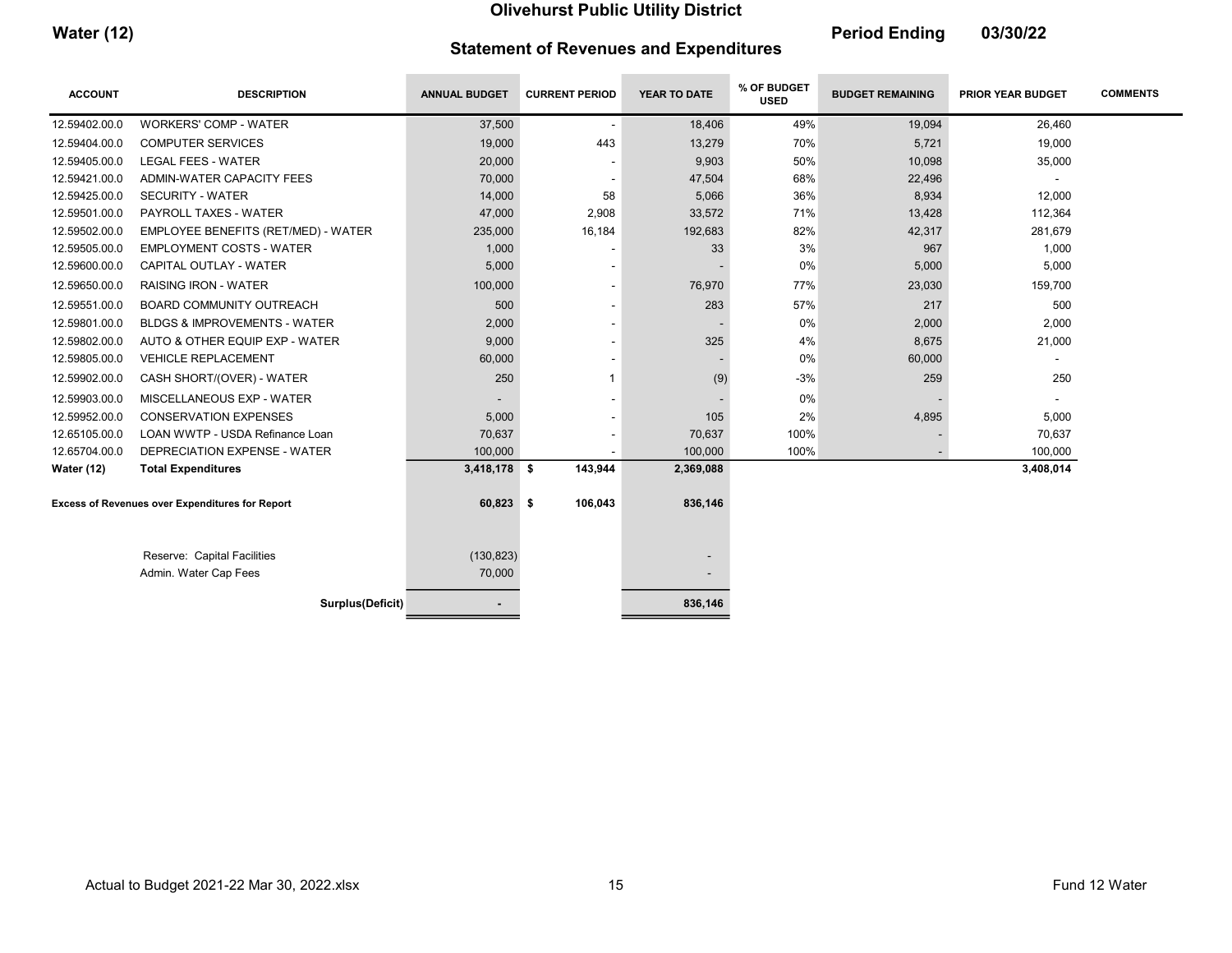# Olivehurst Public Utility District

**Water (12)** — **Statement of Revenues and Expenditures** — **Period Ending 03/30/22**

| ACCOUNT | DESCRIPTION | ANNUAL BUDGET | CURRENT PERIOD | YEAR TO DATE | % OF BUDGET USED | BUDGET REMAINING | PRIOR YEAR BUDGET | COMMENTS |
|---|---|---|---|---|---|---|---|---|
| 12.59402.00.0 | WORKERS' COMP - WATER | 37,500 | - | 18,406 | 49% | 19,094 | 26,460 | |
| 12.59404.00.0 | COMPUTER SERVICES | 19,000 | 443 | 13,279 | 70% | 5,721 | 19,000 | |
| 12.59405.00.0 | LEGAL FEES - WATER | 20,000 | - | 9,903 | 50% | 10,098 | 35,000 | |
| 12.59421.00.0 | ADMIN-WATER CAPACITY FEES | 70,000 | - | 47,504 | 68% | 22,496 | - | |
| 12.59425.00.0 | SECURITY - WATER | 14,000 | 58 | 5,066 | 36% | 8,934 | 12,000 | |
| 12.59501.00.0 | PAYROLL TAXES - WATER | 47,000 | 2,908 | 33,572 | 71% | 13,428 | 112,364 | |
| 12.59502.00.0 | EMPLOYEE BENEFITS (RET/MED) - WATER | 235,000 | 16,184 | 192,683 | 82% | 42,317 | 281,679 | |
| 12.59505.00.0 | EMPLOYMENT COSTS - WATER | 1,000 | - | 33 | 3% | 967 | 1,000 | |
| 12.59600.00.0 | CAPITAL OUTLAY - WATER | 5,000 | - | - | 0% | 5,000 | 5,000 | |
| 12.59650.00.0 | RAISING IRON - WATER | 100,000 | - | 76,970 | 77% | 23,030 | 159,700 | |
| 12.59551.00.0 | BOARD COMMUNITY OUTREACH | 500 | - | 283 | 57% | 217 | 500 | |
| 12.59801.00.0 | BLDGS & IMPROVEMENTS - WATER | 2,000 | - | - | 0% | 2,000 | 2,000 | |
| 12.59802.00.0 | AUTO & OTHER EQUIP EXP - WATER | 9,000 | - | 325 | 4% | 8,675 | 21,000 | |
| 12.59805.00.0 | VEHICLE REPLACEMENT | 60,000 | - | - | 0% | 60,000 | - | |
| 12.59902.00.0 | CASH SHORT/(OVER) - WATER | 250 | 1 | (9) | -3% | 259 | 250 | |
| 12.59903.00.0 | MISCELLANEOUS EXP - WATER | - | - | - | 0% | - | - | |
| 12.59952.00.0 | CONSERVATION EXPENSES | 5,000 | - | 105 | 2% | 4,895 | 5,000 | |
| 12.65105.00.0 | LOAN WWTP - USDA Refinance Loan | 70,637 | - | 70,637 | 100% | - | 70,637 | |
| 12.65704.00.0 | DEPRECIATION EXPENSE - WATER | 100,000 | - | 100,000 | 100% | - | 100,000 | |
| **Water (12)** | **Total Expenditures** | **3,418,178** | **$ 143,944** | **2,369,088** | | | **3,408,014** | |
| **Excess of Revenues over Expenditures for Report** | | **60,823** | **$ 106,043** | **836,146** | | | | |
| | Reserve: Capital Facilities | (130,823) | | - | | | | |
| | Admin. Water Cap Fees | 70,000 | | - | | | | |
| | **Surplus(Deficit)** | **-** | | **836,146** | | | | |

Actual to Budget 2021-22 Mar 30, 2022.xlsx — Fund 12 Water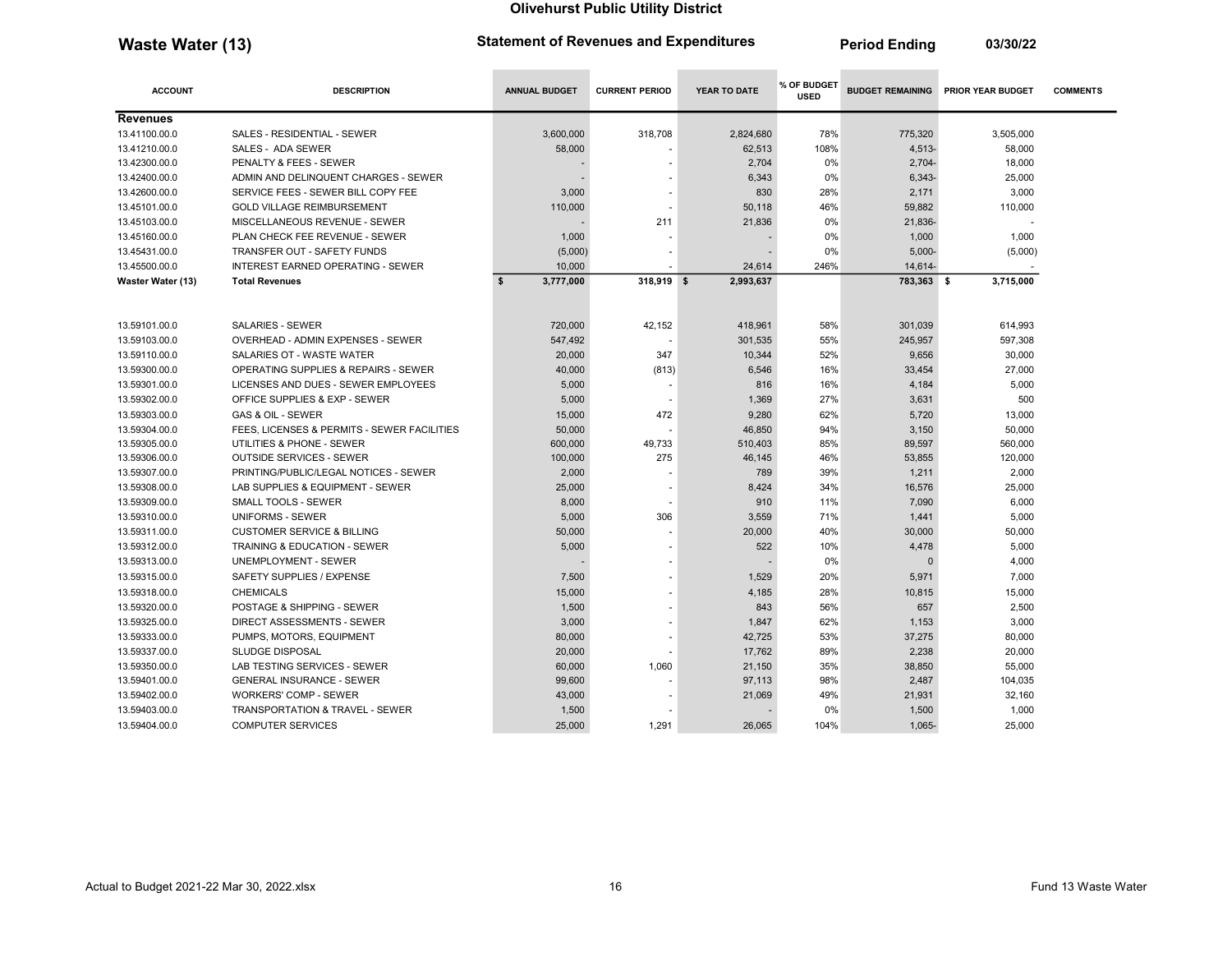# Olivehurst Public Utility District

## Waste Water (13) — Statement of Revenues and Expenditures — Period Ending 03/30/22

| ACCOUNT | DESCRIPTION | ANNUAL BUDGET | CURRENT PERIOD | YEAR TO DATE | % OF BUDGET USED | BUDGET REMAINING | PRIOR YEAR BUDGET | COMMENTS |
|---|---|---|---|---|---|---|---|---|
| **Revenues** | | | | | | | | |
| 13.41100.00.0 | SALES - RESIDENTIAL - SEWER | 3,600,000 | 318,708 | 2,824,680 | 78% | 775,320 | 3,505,000 | |
| 13.41210.00.0 | SALES - ADA SEWER | 58,000 | - | 62,513 | 108% | 4,513- | 58,000 | |
| 13.42300.00.0 | PENALTY & FEES - SEWER | - | - | 2,704 | 0% | 2,704- | 18,000 | |
| 13.42400.00.0 | ADMIN AND DELINQUENT CHARGES - SEWER | - | - | 6,343 | 0% | 6,343- | 25,000 | |
| 13.42600.00.0 | SERVICE FEES - SEWER BILL COPY FEE | 3,000 | - | 830 | 28% | 2,171 | 3,000 | |
| 13.45101.00.0 | GOLD VILLAGE REIMBURSEMENT | 110,000 | - | 50,118 | 46% | 59,882 | 110,000 | |
| 13.45103.00.0 | MISCELLANEOUS REVENUE - SEWER | - | 211 | 21,836 | 0% | 21,836- | - | |
| 13.45160.00.0 | PLAN CHECK FEE REVENUE - SEWER | 1,000 | - | - | 0% | 1,000 | 1,000 | |
| 13.45431.00.0 | TRANSFER OUT - SAFETY FUNDS | (5,000) | - | - | 0% | 5,000- | (5,000) | |
| 13.45500.00.0 | INTEREST EARNED OPERATING - SEWER | 10,000 | - | 24,614 | 246% | 14,614- | - | |
| **Waster Water (13)** | **Total Revenues** | **$ 3,777,000** | **318,919** | **$ 2,993,637** | | **783,363** | **$ 3,715,000** | |
| 13.59101.00.0 | SALARIES - SEWER | 720,000 | 42,152 | 418,961 | 58% | 301,039 | 614,993 | |
| 13.59103.00.0 | OVERHEAD - ADMIN EXPENSES - SEWER | 547,492 | - | 301,535 | 55% | 245,957 | 597,308 | |
| 13.59110.00.0 | SALARIES OT - WASTE WATER | 20,000 | 347 | 10,344 | 52% | 9,656 | 30,000 | |
| 13.59300.00.0 | OPERATING SUPPLIES & REPAIRS - SEWER | 40,000 | (813) | 6,546 | 16% | 33,454 | 27,000 | |
| 13.59301.00.0 | LICENSES AND DUES - SEWER EMPLOYEES | 5,000 | - | 816 | 16% | 4,184 | 5,000 | |
| 13.59302.00.0 | OFFICE SUPPLIES & EXP - SEWER | 5,000 | - | 1,369 | 27% | 3,631 | 500 | |
| 13.59303.00.0 | GAS & OIL - SEWER | 15,000 | 472 | 9,280 | 62% | 5,720 | 13,000 | |
| 13.59304.00.0 | FEES, LICENSES & PERMITS - SEWER FACILITIES | 50,000 | - | 46,850 | 94% | 3,150 | 50,000 | |
| 13.59305.00.0 | UTILITIES & PHONE - SEWER | 600,000 | 49,733 | 510,403 | 85% | 89,597 | 560,000 | |
| 13.59306.00.0 | OUTSIDE SERVICES - SEWER | 100,000 | 275 | 46,145 | 46% | 53,855 | 120,000 | |
| 13.59307.00.0 | PRINTING/PUBLIC/LEGAL NOTICES - SEWER | 2,000 | - | 789 | 39% | 1,211 | 2,000 | |
| 13.59308.00.0 | LAB SUPPLIES & EQUIPMENT - SEWER | 25,000 | - | 8,424 | 34% | 16,576 | 25,000 | |
| 13.59309.00.0 | SMALL TOOLS - SEWER | 8,000 | - | 910 | 11% | 7,090 | 6,000 | |
| 13.59310.00.0 | UNIFORMS - SEWER | 5,000 | 306 | 3,559 | 71% | 1,441 | 5,000 | |
| 13.59311.00.0 | CUSTOMER SERVICE & BILLING | 50,000 | - | 20,000 | 40% | 30,000 | 50,000 | |
| 13.59312.00.0 | TRAINING & EDUCATION - SEWER | 5,000 | - | 522 | 10% | 4,478 | 5,000 | |
| 13.59313.00.0 | UNEMPLOYMENT - SEWER | - | - | - | 0% | 0 | 4,000 | |
| 13.59315.00.0 | SAFETY SUPPLIES / EXPENSE | 7,500 | - | 1,529 | 20% | 5,971 | 7,000 | |
| 13.59318.00.0 | CHEMICALS | 15,000 | - | 4,185 | 28% | 10,815 | 15,000 | |
| 13.59320.00.0 | POSTAGE & SHIPPING - SEWER | 1,500 | - | 843 | 56% | 657 | 2,500 | |
| 13.59325.00.0 | DIRECT ASSESSMENTS - SEWER | 3,000 | - | 1,847 | 62% | 1,153 | 3,000 | |
| 13.59333.00.0 | PUMPS, MOTORS, EQUIPMENT | 80,000 | - | 42,725 | 53% | 37,275 | 80,000 | |
| 13.59337.00.0 | SLUDGE DISPOSAL | 20,000 | - | 17,762 | 89% | 2,238 | 20,000 | |
| 13.59350.00.0 | LAB TESTING SERVICES - SEWER | 60,000 | 1,060 | 21,150 | 35% | 38,850 | 55,000 | |
| 13.59401.00.0 | GENERAL INSURANCE - SEWER | 99,600 | - | 97,113 | 98% | 2,487 | 104,035 | |
| 13.59402.00.0 | WORKERS' COMP - SEWER | 43,000 | - | 21,069 | 49% | 21,931 | 32,160 | |
| 13.59403.00.0 | TRANSPORTATION & TRAVEL - SEWER | 1,500 | - | - | 0% | 1,500 | 1,000 | |
| 13.59404.00.0 | COMPUTER SERVICES | 25,000 | 1,291 | 26,065 | 104% | 1,065- | 25,000 | |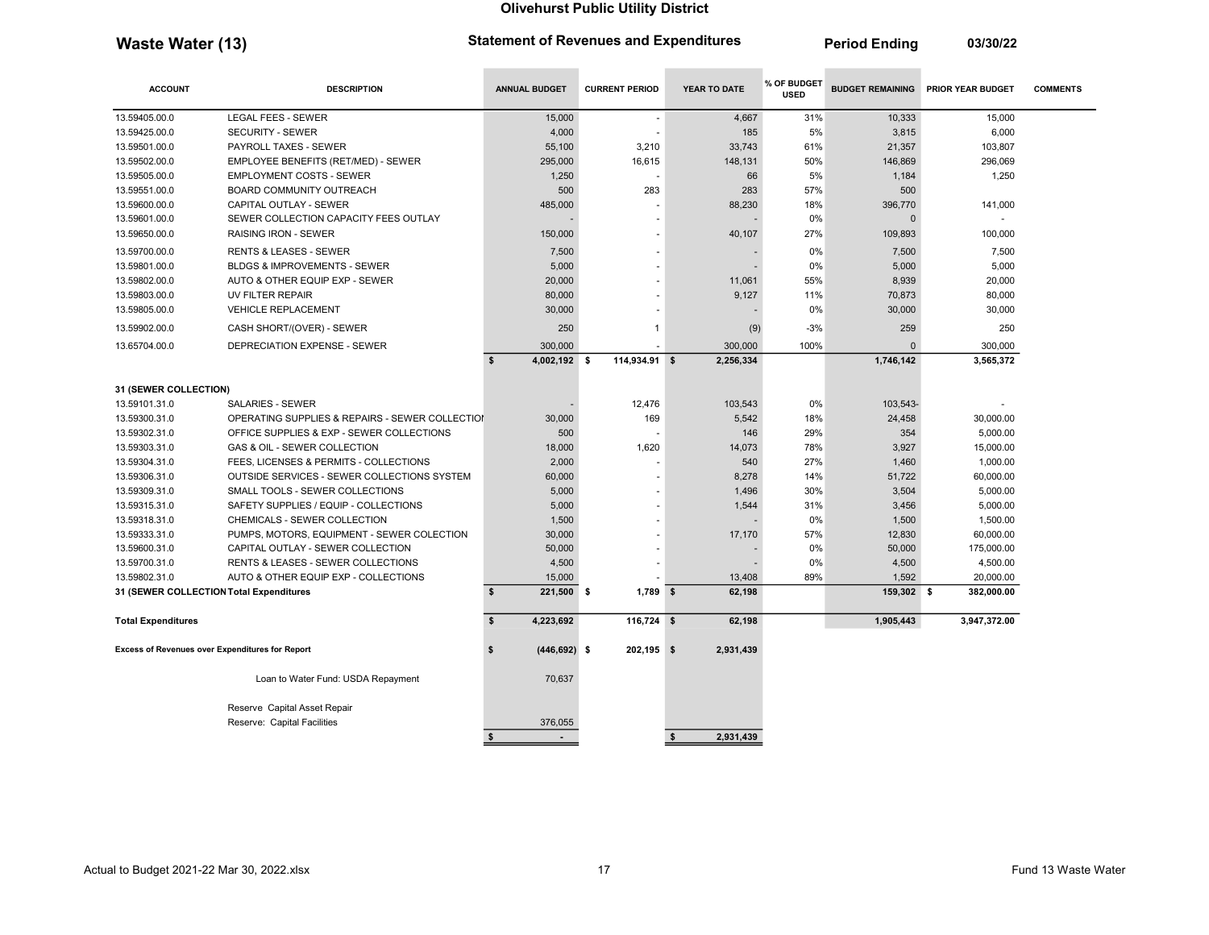# Olivehurst Public Utility District

## Waste Water (13) — Statement of Revenues and Expenditures — Period Ending 03/30/22

| ACCOUNT | DESCRIPTION | ANNUAL BUDGET | CURRENT PERIOD | YEAR TO DATE | % OF BUDGET USED | BUDGET REMAINING | PRIOR YEAR BUDGET | COMMENTS |
|---|---|---|---|---|---|---|---|---|
| 13.59405.00.0 | LEGAL FEES - SEWER | 15,000 | - | 4,667 | 31% | 10,333 | 15,000 | |
| 13.59425.00.0 | SECURITY - SEWER | 4,000 | - | 185 | 5% | 3,815 | 6,000 | |
| 13.59501.00.0 | PAYROLL TAXES - SEWER | 55,100 | 3,210 | 33,743 | 61% | 21,357 | 103,807 | |
| 13.59502.00.0 | EMPLOYEE BENEFITS (RET/MED) - SEWER | 295,000 | 16,615 | 148,131 | 50% | 146,869 | 296,069 | |
| 13.59505.00.0 | EMPLOYMENT COSTS - SEWER | 1,250 | - | 66 | 5% | 1,184 | 1,250 | |
| 13.59551.00.0 | BOARD COMMUNITY OUTREACH | 500 | 283 | 283 | 57% | 500 | | |
| 13.59600.00.0 | CAPITAL OUTLAY - SEWER | 485,000 | - | 88,230 | 18% | 396,770 | 141,000 | |
| 13.59601.00.0 | SEWER COLLECTION CAPACITY FEES OUTLAY | - | - | - | 0% | 0 | - | |
| 13.59650.00.0 | RAISING IRON - SEWER | 150,000 | - | 40,107 | 27% | 109,893 | 100,000 | |
| 13.59700.00.0 | RENTS & LEASES - SEWER | 7,500 | - | - | 0% | 7,500 | 7,500 | |
| 13.59801.00.0 | BLDGS & IMPROVEMENTS - SEWER | 5,000 | - | - | 0% | 5,000 | 5,000 | |
| 13.59802.00.0 | AUTO & OTHER EQUIP EXP - SEWER | 20,000 | - | 11,061 | 55% | 8,939 | 20,000 | |
| 13.59803.00.0 | UV FILTER REPAIR | 80,000 | - | 9,127 | 11% | 70,873 | 80,000 | |
| 13.59805.00.0 | VEHICLE REPLACEMENT | 30,000 | - | - | 0% | 30,000 | 30,000 | |
| 13.59902.00.0 | CASH SHORT/(OVER) - SEWER | 250 | 1 | (9) | -3% | 259 | 250 | |
| 13.65704.00.0 | DEPRECIATION EXPENSE - SEWER | 300,000 | - | 300,000 | 100% | 0 | 300,000 | |
| | | $ 4,002,192 | $ 114,934.91 | $ 2,256,334 | | 1,746,142 | 3,565,372 | |
| **31 (SEWER COLLECTION)** | | | | | | | | |
| 13.59101.31.0 | SALARIES - SEWER | - | 12,476 | 103,543 | 0% | 103,543- | - | |
| 13.59300.31.0 | OPERATING SUPPLIES & REPAIRS - SEWER COLLECTION | 30,000 | 169 | 5,542 | 18% | 24,458 | 30,000.00 | |
| 13.59302.31.0 | OFFICE SUPPLIES & EXP - SEWER COLLECTIONS | 500 | - | 146 | 29% | 354 | 5,000.00 | |
| 13.59303.31.0 | GAS & OIL - SEWER COLLECTION | 18,000 | 1,620 | 14,073 | 78% | 3,927 | 15,000.00 | |
| 13.59304.31.0 | FEES, LICENSES & PERMITS - COLLECTIONS | 2,000 | - | 540 | 27% | 1,460 | 1,000.00 | |
| 13.59306.31.0 | OUTSIDE SERVICES - SEWER COLLECTIONS SYSTEM | 60,000 | - | 8,278 | 14% | 51,722 | 60,000.00 | |
| 13.59309.31.0 | SMALL TOOLS - SEWER COLLECTIONS | 5,000 | - | 1,496 | 30% | 3,504 | 5,000.00 | |
| 13.59315.31.0 | SAFETY SUPPLIES / EQUIP - COLLECTIONS | 5,000 | - | 1,544 | 31% | 3,456 | 5,000.00 | |
| 13.59318.31.0 | CHEMICALS - SEWER COLLECTION | 1,500 | - | - | 0% | 1,500 | 1,500.00 | |
| 13.59333.31.0 | PUMPS, MOTORS, EQUIPMENT - SEWER COLECTION | 30,000 | - | 17,170 | 57% | 12,830 | 60,000.00 | |
| 13.59600.31.0 | CAPITAL OUTLAY - SEWER COLLECTION | 50,000 | - | - | 0% | 50,000 | 175,000.00 | |
| 13.59700.31.0 | RENTS & LEASES - SEWER COLLECTIONS | 4,500 | - | - | 0% | 4,500 | 4,500.00 | |
| 13.59802.31.0 | AUTO & OTHER EQUIP EXP - COLLECTIONS | 15,000 | - | 13,408 | 89% | 1,592 | 20,000.00 | |
| **31 (SEWER COLLECTION Total Expenditures** | | $ 221,500 | $ 1,789 | $ 62,198 | | 159,302 | $ 382,000.00 | |
| **Total Expenditures** | | $ 4,223,692 | 116,724 | $ 62,198 | | 1,905,443 | 3,947,372.00 | |
| **Excess of Revenues over Expenditures for Report** | | $ (446,692) | $ 202,195 | $ 2,931,439 | | | | |
| | Loan to Water Fund: USDA Repayment | 70,637 | | | | | | |
| | Reserve Capital Asset Repair | | | | | | | |
| | Reserve: Capital Facilities | 376,055 | | | | | | |
| | | $ - | | $ 2,931,439 | | | | |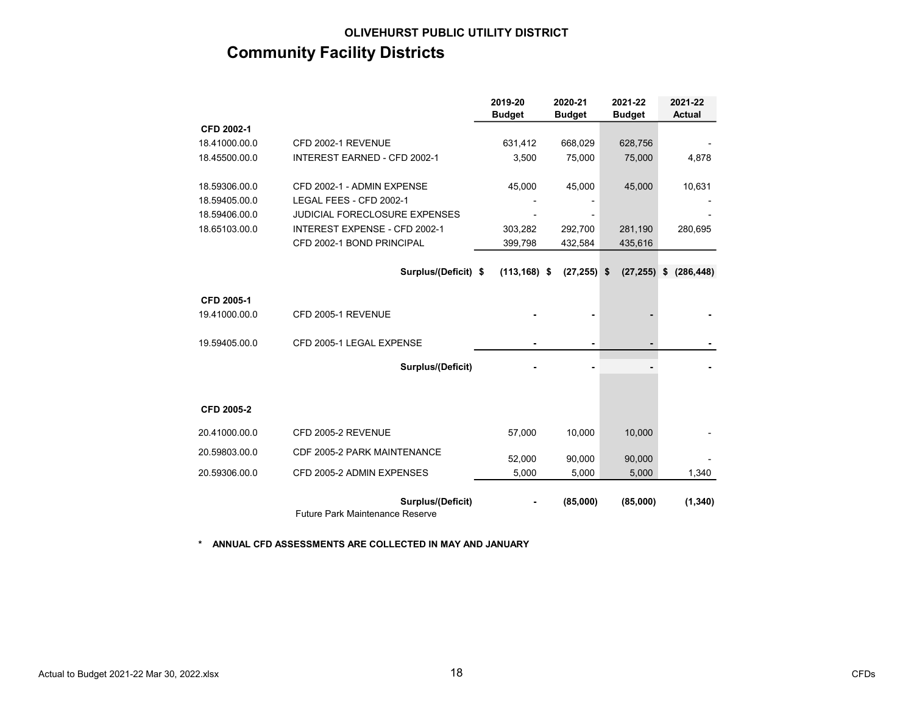**OLIVEHURST PUBLIC UTILITY DISTRICT**

# Community Facility Districts

| | | 2019-20 Budget | 2020-21 Budget | 2021-22 Budget | 2021-22 Actual |
|---|---|---|---|---|---|
| **CFD 2002-1** | | | | | |
| 18.41000.00.0 | CFD 2002-1 REVENUE | 631,412 | 668,029 | 628,756 | - |
| 18.45500.00.0 | INTEREST EARNED - CFD 2002-1 | 3,500 | 75,000 | 75,000 | 4,878 |
| 18.59306.00.0 | CFD 2002-1 - ADMIN EXPENSE | 45,000 | 45,000 | 45,000 | 10,631 |
| 18.59405.00.0 | LEGAL FEES - CFD 2002-1 | - | - | | - |
| 18.59406.00.0 | JUDICIAL FORECLOSURE EXPENSES | - | - | | - |
| 18.65103.00.0 | INTEREST EXPENSE - CFD 2002-1 | 303,282 | 292,700 | 281,190 | 280,695 |
| | CFD 2002-1 BOND PRINCIPAL | 399,798 | 432,584 | 435,616 | |
| | **Surplus/(Deficit)** | **$ (113,168)** | **$ (27,255)** | **$ (27,255)** | **$ (286,448)** |
| **CFD 2005-1** | | | | | |
| 19.41000.00.0 | CFD 2005-1 REVENUE | - | - | - | - |
| 19.59405.00.0 | CFD 2005-1 LEGAL EXPENSE | - | - | - | - |
| | **Surplus/(Deficit)** | - | - | - | - |
| **CFD 2005-2** | | | | | |
| 20.41000.00.0 | CFD 2005-2 REVENUE | 57,000 | 10,000 | 10,000 | - |
| 20.59803.00.0 | CDF 2005-2 PARK MAINTENANCE | 52,000 | 90,000 | 90,000 | - |
| 20.59306.00.0 | CFD 2005-2 ADMIN EXPENSES | 5,000 | 5,000 | 5,000 | 1,340 |
| | **Surplus/(Deficit)** | - | **(85,000)** | **(85,000)** | **(1,340)** |
| | Future Park Maintenance Reserve | | | | |

**\* ANNUAL CFD ASSESSMENTS ARE COLLECTED IN MAY AND JANUARY**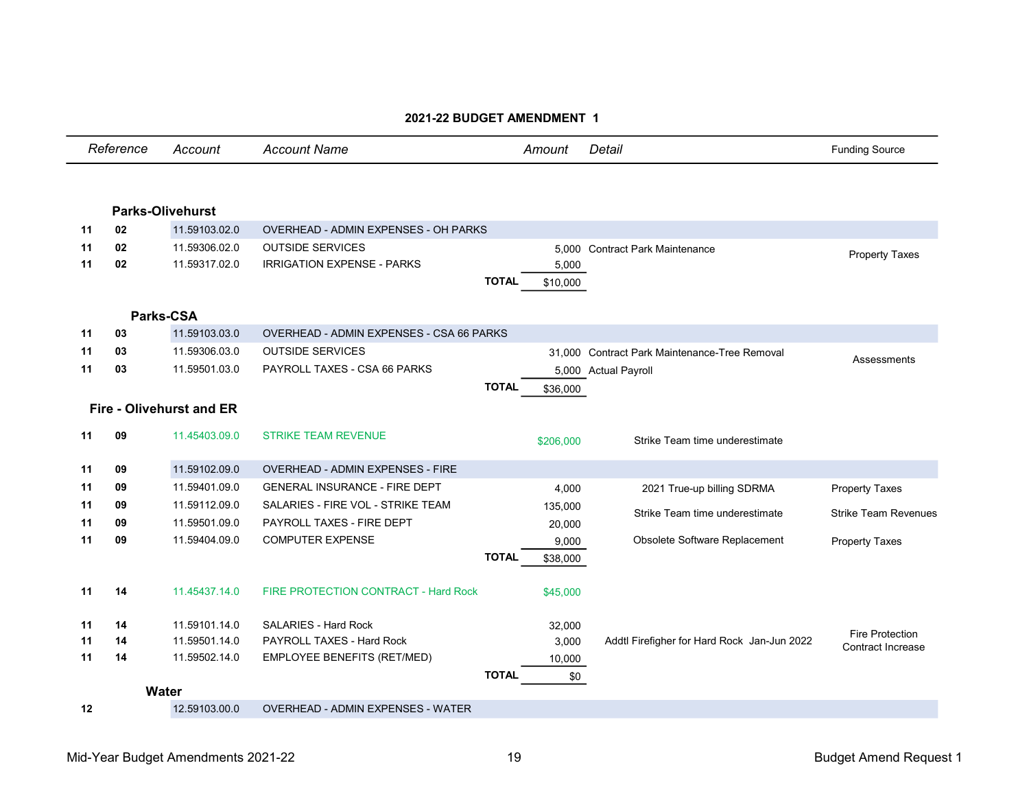## 2021-22 BUDGET AMENDMENT 1

| Reference | | Account | Account Name | Amount | Detail | Funding Source |
|---|---|---|---|---|---|---|
| | | **Parks-Olivehurst** | | | | |
| **11** | **02** | 11.59103.02.0 | OVERHEAD - ADMIN EXPENSES - OH PARKS | | | |
| **11** | **02** | 11.59306.02.0 | OUTSIDE SERVICES | 5,000 | Contract Park Maintenance | Property Taxes |
| **11** | **02** | 11.59317.02.0 | IRRIGATION EXPENSE - PARKS | 5,000 | | |
| | | | **TOTAL** | $10,000 | | |
| | | **Parks-CSA** | | | | |
| **11** | **03** | 11.59103.03.0 | OVERHEAD - ADMIN EXPENSES - CSA 66 PARKS | | | |
| **11** | **03** | 11.59306.03.0 | OUTSIDE SERVICES | 31,000 | Contract Park Maintenance-Tree Removal | Assessments |
| **11** | **03** | 11.59501.03.0 | PAYROLL TAXES - CSA 66 PARKS | 5,000 | Actual Payroll | |
| | | | **TOTAL** | $36,000 | | |
| | | **Fire - Olivehurst and ER** | | | | |
| **11** | **09** | 11.45403.09.0 | STRIKE TEAM REVENUE | $206,000 | Strike Team time underestimate | |
| **11** | **09** | 11.59102.09.0 | OVERHEAD - ADMIN EXPENSES - FIRE | | | |
| **11** | **09** | 11.59401.09.0 | GENERAL INSURANCE - FIRE DEPT | 4,000 | 2021 True-up billing SDRMA | Property Taxes |
| **11** | **09** | 11.59112.09.0 | SALARIES - FIRE VOL - STRIKE TEAM | 135,000 | Strike Team time underestimate | Strike Team Revenues |
| **11** | **09** | 11.59501.09.0 | PAYROLL TAXES - FIRE DEPT | 20,000 | | |
| **11** | **09** | 11.59404.09.0 | COMPUTER EXPENSE | 9,000 | Obsolete Software Replacement | Property Taxes |
| | | | **TOTAL** | $38,000 | | |
| **11** | **14** | 11.45437.14.0 | FIRE PROTECTION CONTRACT - Hard Rock | $45,000 | | |
| **11** | **14** | 11.59101.14.0 | SALARIES - Hard Rock | 32,000 | Addtl Firefigher for Hard Rock Jan-Jun 2022 | Fire Protection Contract Increase |
| **11** | **14** | 11.59501.14.0 | PAYROLL TAXES - Hard Rock | 3,000 | | |
| **11** | **14** | 11.59502.14.0 | EMPLOYEE BENEFITS (RET/MED) | 10,000 | | |
| | | | **TOTAL** | $0 | | |
| | | **Water** | | | | |
| **12** | | 12.59103.00.0 | OVERHEAD - ADMIN EXPENSES - WATER | | | |

Mid-Year Budget Amendments 2021-22

Budget Amend Request 1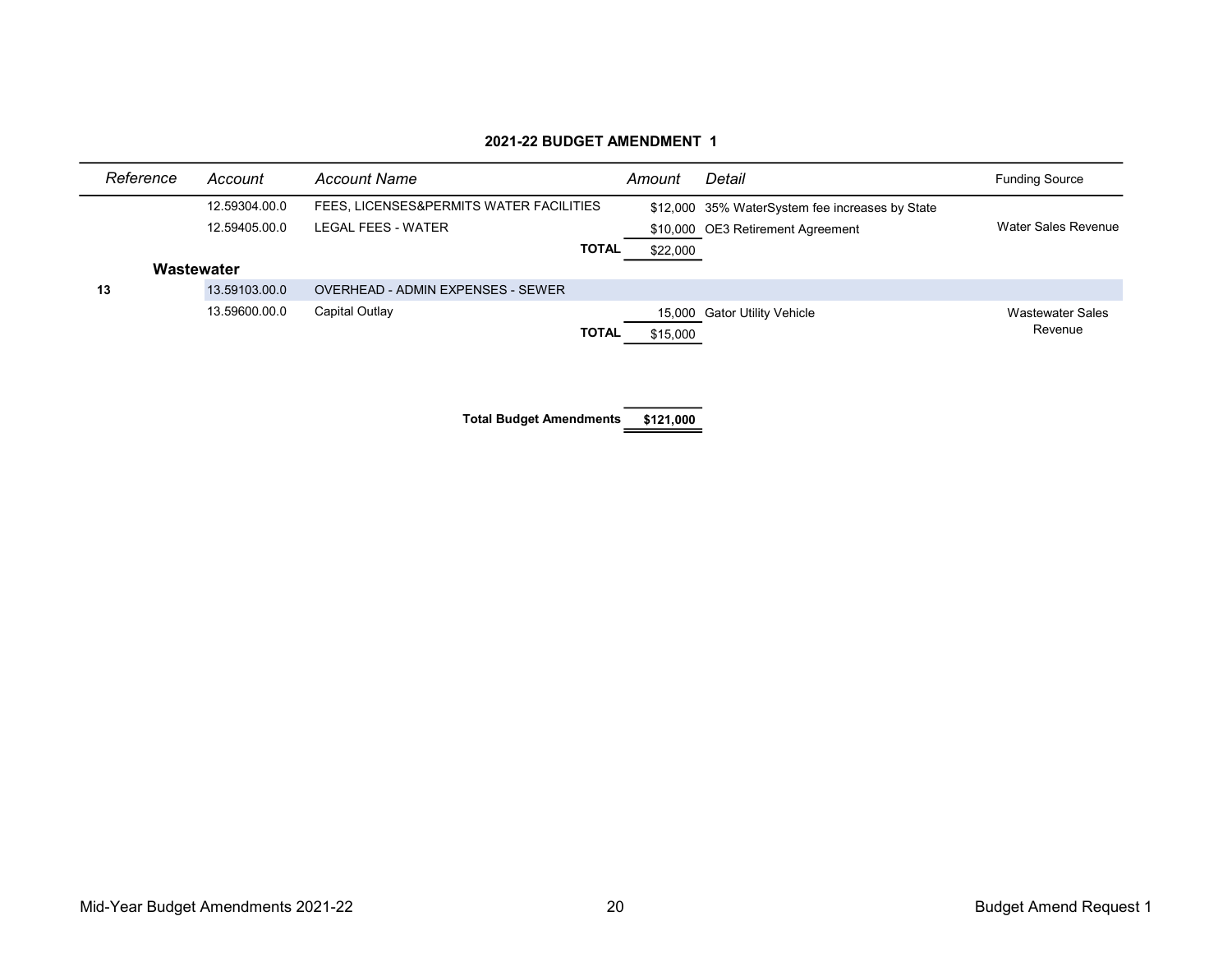## 2021-22 BUDGET AMENDMENT 1

| *Reference* | *Account* | *Account Name* | *Amount* | *Detail* | Funding Source |
|---|---|---|---|---|---|
| | 12.59304.00.0 | FEES, LICENSES&PERMITS WATER FACILITIES | $12,000 | 35% WaterSystem fee increases by State | |
| | 12.59405.00.0 | LEGAL FEES - WATER | $10,000 | OE3 Retirement Agreement | Water Sales Revenue |
| | | **TOTAL** | $22,000 | | |
| **Wastewater** | | | | | |
| **13** | 13.59103.00.0 | OVERHEAD - ADMIN EXPENSES - SEWER | | | |
| | 13.59600.00.0 | Capital Outlay | 15,000 | Gator Utility Vehicle | Wastewater Sales Revenue |
| | | **TOTAL** | $15,000 | | |
| | | **Total Budget Amendments** | **$121,000** | | |